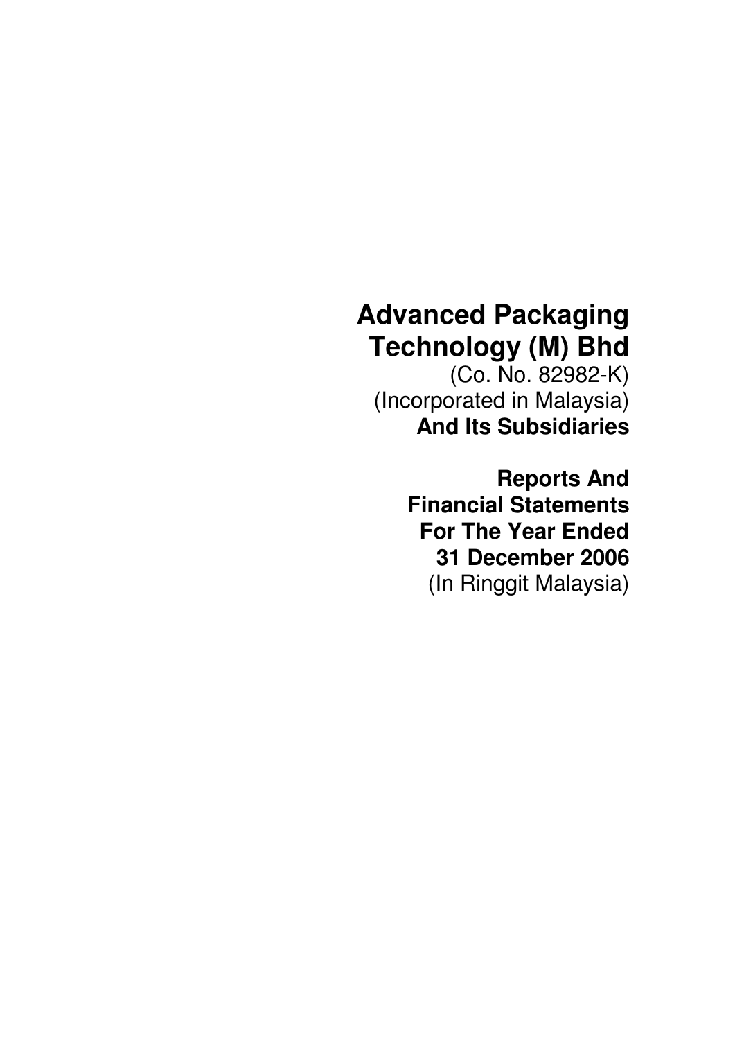# Advanced Packaging Technology (M) Bhd

(Co. No. 82982-K)
(Incorporated in Malaysia)
**And Its Subsidiaries**

**Reports And Financial Statements For The Year Ended 31 December 2006**
(In Ringgit Malaysia)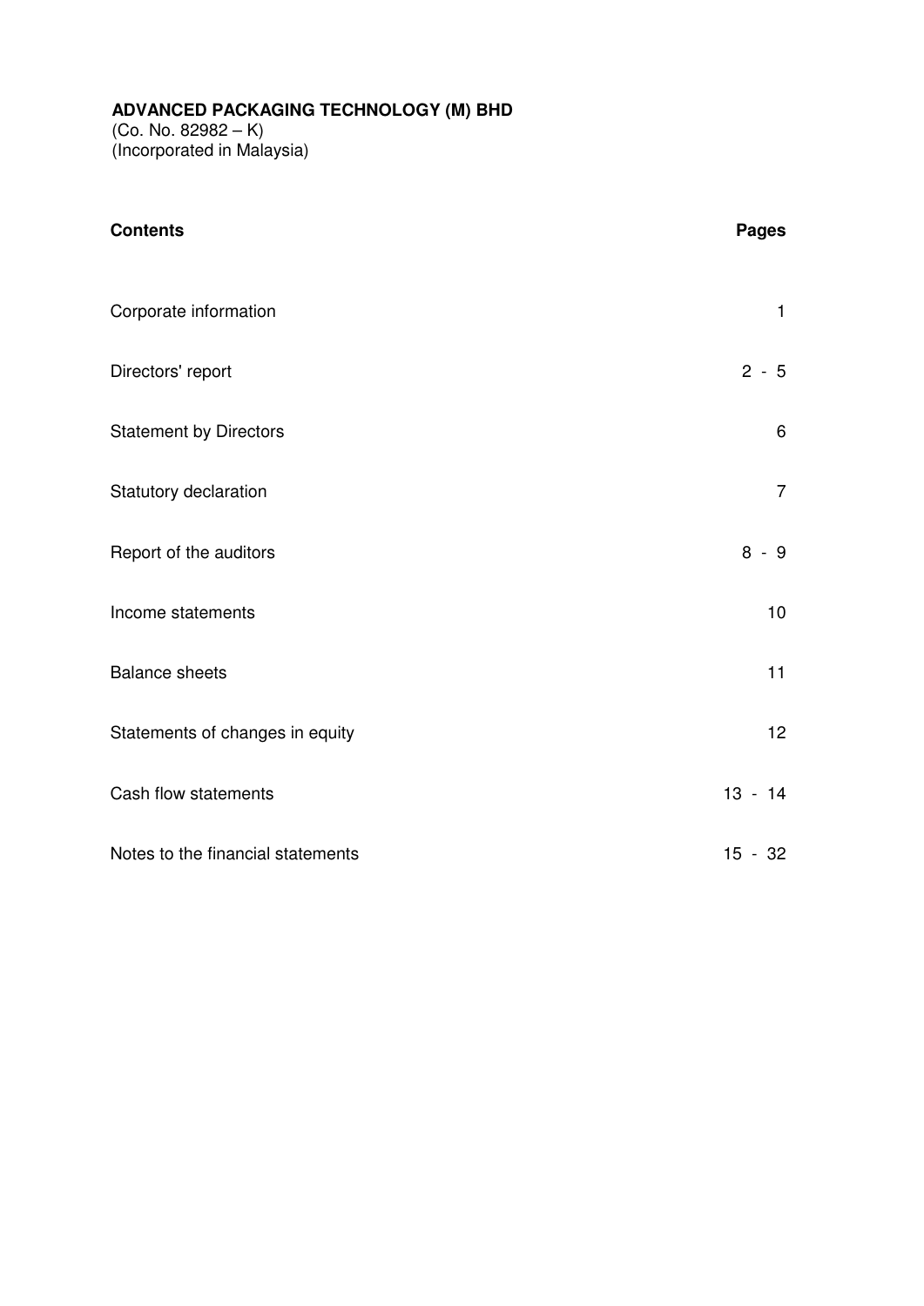**ADVANCED PACKAGING TECHNOLOGY (M) BHD**
(Co. No. 82982 – K)
(Incorporated in Malaysia)

| **Contents** | **Pages** |
|---|---|
| Corporate information | 1 |
| Directors' report | 2 - 5 |
| Statement by Directors | 6 |
| Statutory declaration | 7 |
| Report of the auditors | 8 - 9 |
| Income statements | 10 |
| Balance sheets | 11 |
| Statements of changes in equity | 12 |
| Cash flow statements | 13 - 14 |
| Notes to the financial statements | 15 - 32 |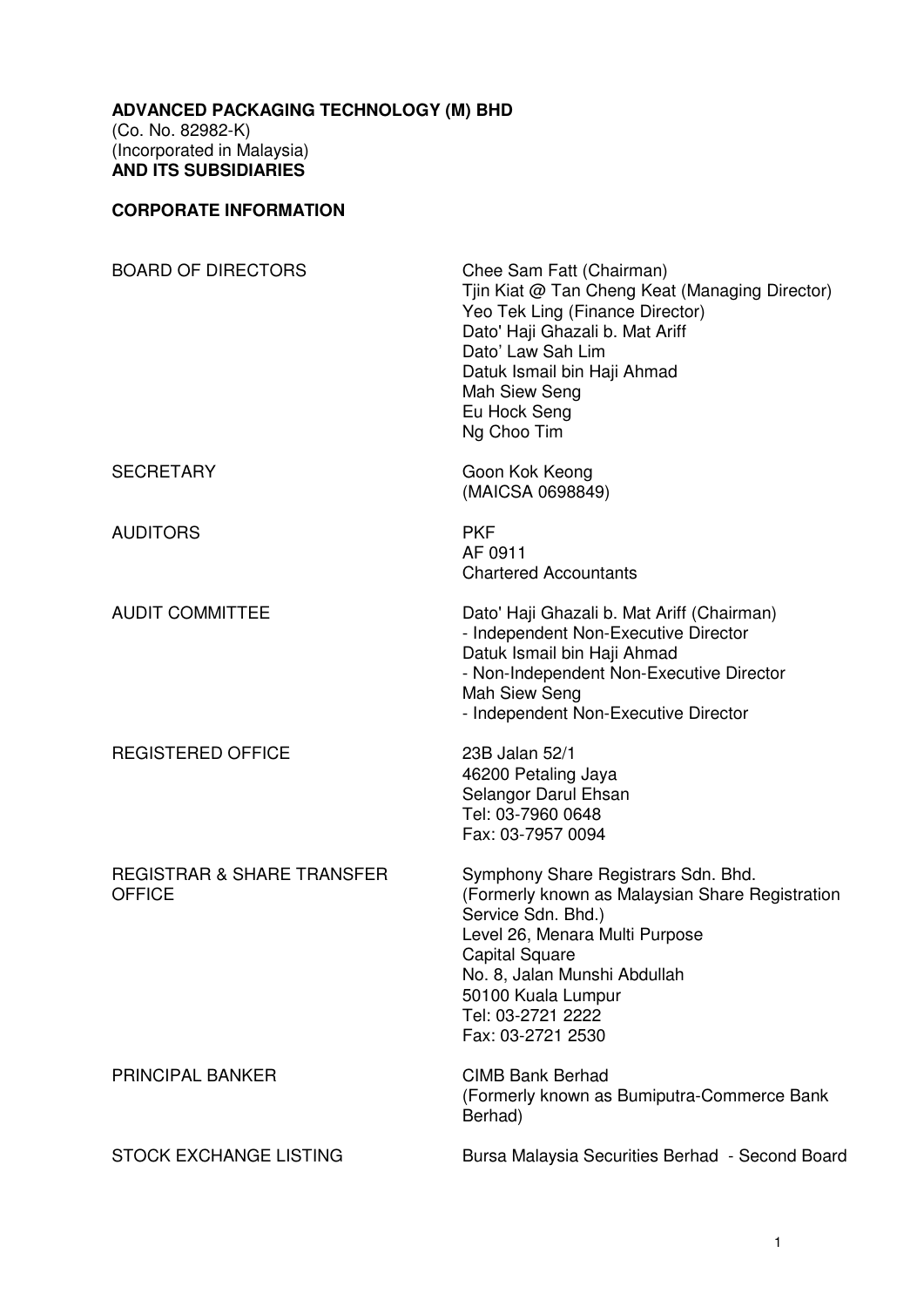**ADVANCED PACKAGING TECHNOLOGY (M) BHD**
(Co. No. 82982-K)
(Incorporated in Malaysia)
**AND ITS SUBSIDIARIES**

## CORPORATE INFORMATION

| | |
|---|---|
| BOARD OF DIRECTORS | Chee Sam Fatt (Chairman)<br>Tjin Kiat @ Tan Cheng Keat (Managing Director)<br>Yeo Tek Ling (Finance Director)<br>Dato' Haji Ghazali b. Mat Ariff<br>Dato' Law Sah Lim<br>Datuk Ismail bin Haji Ahmad<br>Mah Siew Seng<br>Eu Hock Seng<br>Ng Choo Tim |
| SECRETARY | Goon Kok Keong<br>(MAICSA 0698849) |
| AUDITORS | PKF<br>AF 0911<br>Chartered Accountants |
| AUDIT COMMITTEE | Dato' Haji Ghazali b. Mat Ariff (Chairman)<br>- Independent Non-Executive Director<br>Datuk Ismail bin Haji Ahmad<br>- Non-Independent Non-Executive Director<br>Mah Siew Seng<br>- Independent Non-Executive Director |
| REGISTERED OFFICE | 23B Jalan 52/1<br>46200 Petaling Jaya<br>Selangor Darul Ehsan<br>Tel: 03-7960 0648<br>Fax: 03-7957 0094 |
| REGISTRAR & SHARE TRANSFER OFFICE | Symphony Share Registrars Sdn. Bhd.<br>(Formerly known as Malaysian Share Registration Service Sdn. Bhd.)<br>Level 26, Menara Multi Purpose<br>Capital Square<br>No. 8, Jalan Munshi Abdullah<br>50100 Kuala Lumpur<br>Tel: 03-2721 2222<br>Fax: 03-2721 2530 |
| PRINCIPAL BANKER | CIMB Bank Berhad<br>(Formerly known as Bumiputra-Commerce Bank Berhad) |
| STOCK EXCHANGE LISTING | Bursa Malaysia Securities Berhad - Second Board |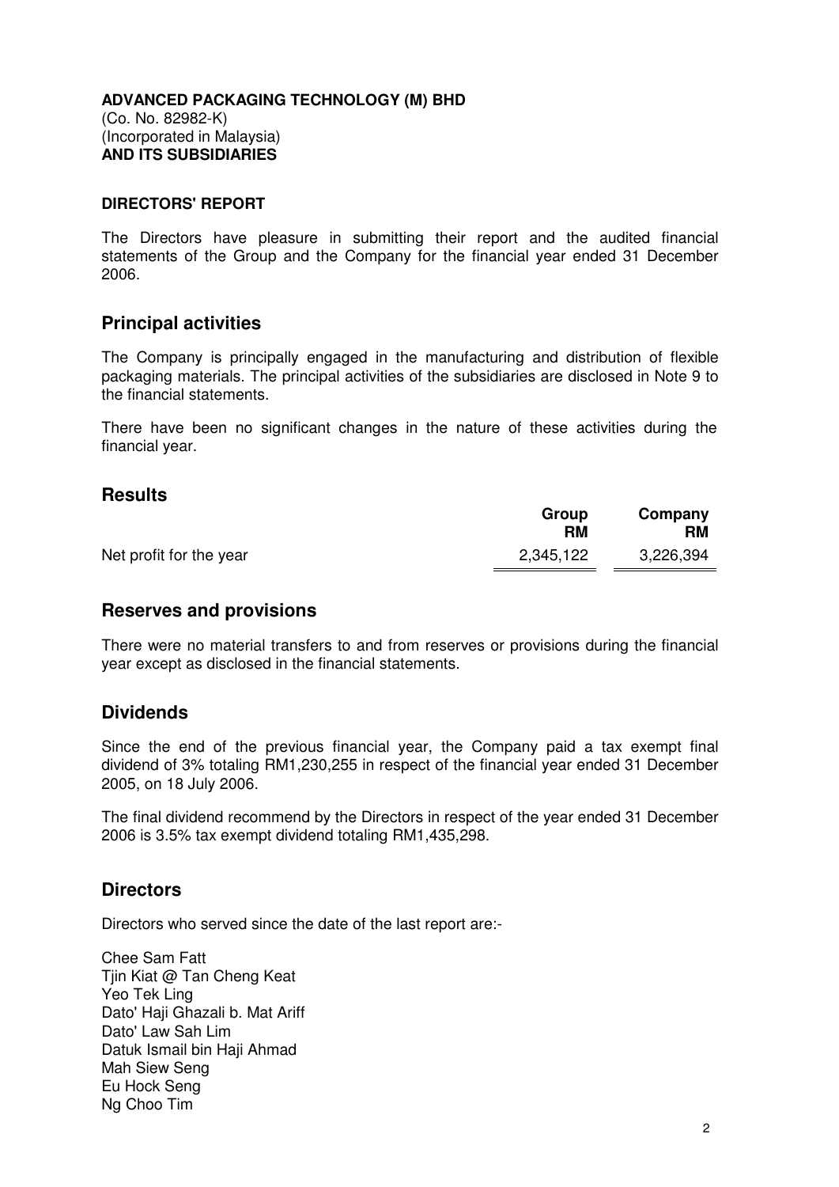**ADVANCED PACKAGING TECHNOLOGY (M) BHD**
(Co. No. 82982-K)
(Incorporated in Malaysia)
**AND ITS SUBSIDIARIES**

**DIRECTORS' REPORT**

The Directors have pleasure in submitting their report and the audited financial statements of the Group and the Company for the financial year ended 31 December 2006.

## Principal activities

The Company is principally engaged in the manufacturing and distribution of flexible packaging materials. The principal activities of the subsidiaries are disclosed in Note 9 to the financial statements.

There have been no significant changes in the nature of these activities during the financial year.

## Results

| | Group RM | Company RM |
|---|---|---|
| Net profit for the year | 2,345,122 | 3,226,394 |

## Reserves and provisions

There were no material transfers to and from reserves or provisions during the financial year except as disclosed in the financial statements.

## Dividends

Since the end of the previous financial year, the Company paid a tax exempt final dividend of 3% totaling RM1,230,255 in respect of the financial year ended 31 December 2005, on 18 July 2006.

The final dividend recommend by the Directors in respect of the year ended 31 December 2006 is 3.5% tax exempt dividend totaling RM1,435,298.

## Directors

Directors who served since the date of the last report are:-

Chee Sam Fatt
Tjin Kiat @ Tan Cheng Keat
Yeo Tek Ling
Dato' Haji Ghazali b. Mat Ariff
Dato' Law Sah Lim
Datuk Ismail bin Haji Ahmad
Mah Siew Seng
Eu Hock Seng
Ng Choo Tim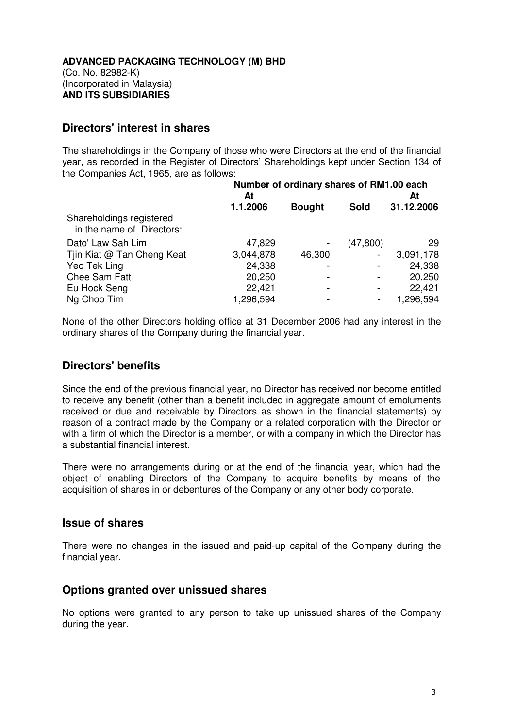**ADVANCED PACKAGING TECHNOLOGY (M) BHD**
(Co. No. 82982-K)
(Incorporated in Malaysia)
**AND ITS SUBSIDIARIES**

## Directors' interest in shares

The shareholdings in the Company of those who were Directors at the end of the financial year, as recorded in the Register of Directors' Shareholdings kept under Section 134 of the Companies Act, 1965, are as follows:

| | Number of ordinary shares of RM1.00 each | | | |
|---|---|---|---|---|
| | At 1.1.2006 | Bought | Sold | At 31.12.2006 |
| Shareholdings registered in the name of Directors: | | | | |
| Dato' Law Sah Lim | 47,829 | - | (47,800) | 29 |
| Tjin Kiat @ Tan Cheng Keat | 3,044,878 | 46,300 | - | 3,091,178 |
| Yeo Tek Ling | 24,338 | - | - | 24,338 |
| Chee Sam Fatt | 20,250 | - | - | 20,250 |
| Eu Hock Seng | 22,421 | - | - | 22,421 |
| Ng Choo Tim | 1,296,594 | - | - | 1,296,594 |

None of the other Directors holding office at 31 December 2006 had any interest in the ordinary shares of the Company during the financial year.

## Directors' benefits

Since the end of the previous financial year, no Director has received nor become entitled to receive any benefit (other than a benefit included in aggregate amount of emoluments received or due and receivable by Directors as shown in the financial statements) by reason of a contract made by the Company or a related corporation with the Director or with a firm of which the Director is a member, or with a company in which the Director has a substantial financial interest.

There were no arrangements during or at the end of the financial year, which had the object of enabling Directors of the Company to acquire benefits by means of the acquisition of shares in or debentures of the Company or any other body corporate.

## Issue of shares

There were no changes in the issued and paid-up capital of the Company during the financial year.

## Options granted over unissued shares

No options were granted to any person to take up unissued shares of the Company during the year.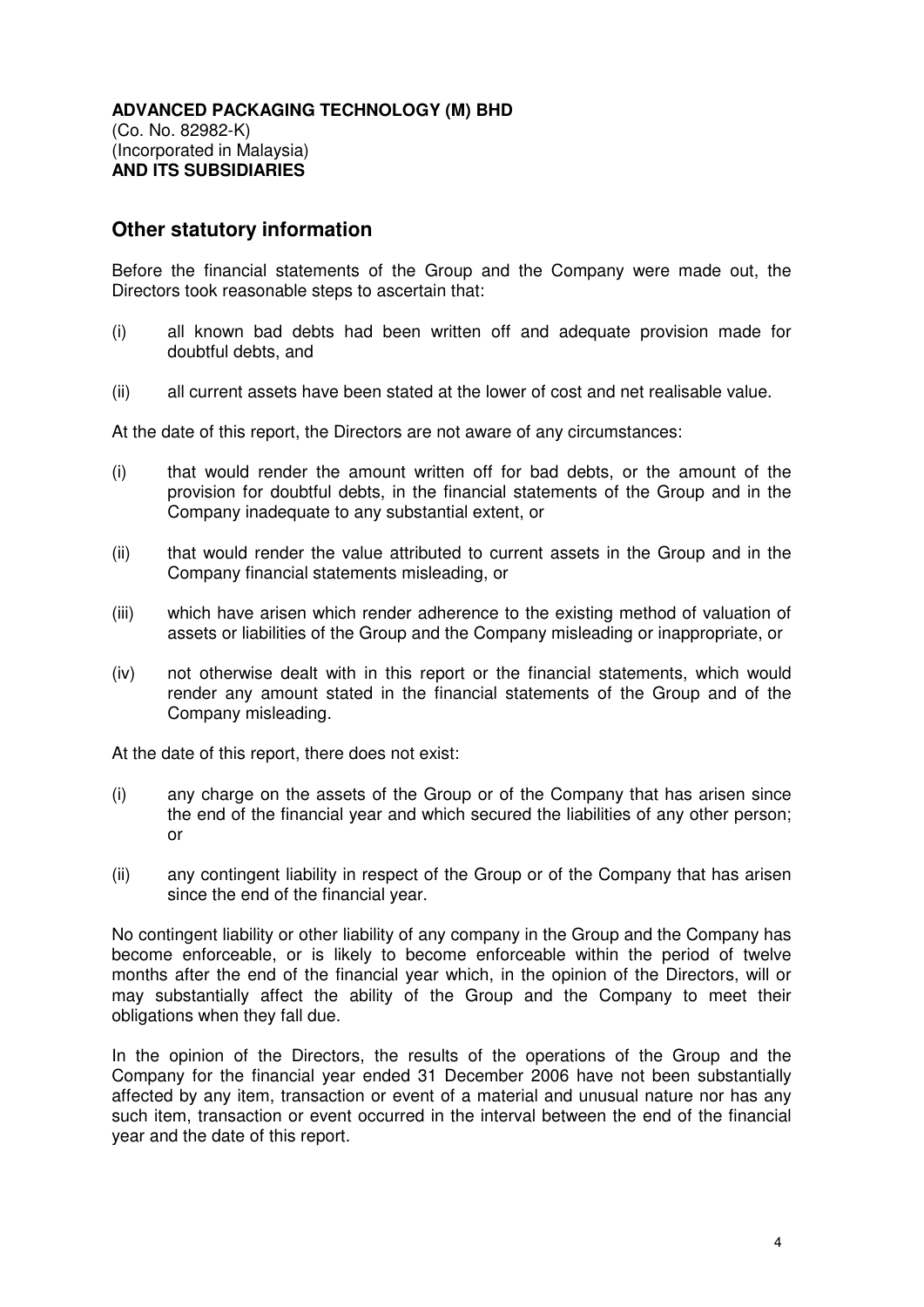**ADVANCED PACKAGING TECHNOLOGY (M) BHD**
(Co. No. 82982-K)
(Incorporated in Malaysia)
**AND ITS SUBSIDIARIES**

## Other statutory information

Before the financial statements of the Group and the Company were made out, the Directors took reasonable steps to ascertain that:

(i) all known bad debts had been written off and adequate provision made for doubtful debts, and

(ii) all current assets have been stated at the lower of cost and net realisable value.

At the date of this report, the Directors are not aware of any circumstances:

(i) that would render the amount written off for bad debts, or the amount of the provision for doubtful debts, in the financial statements of the Group and in the Company inadequate to any substantial extent, or

(ii) that would render the value attributed to current assets in the Group and in the Company financial statements misleading, or

(iii) which have arisen which render adherence to the existing method of valuation of assets or liabilities of the Group and the Company misleading or inappropriate, or

(iv) not otherwise dealt with in this report or the financial statements, which would render any amount stated in the financial statements of the Group and of the Company misleading.

At the date of this report, there does not exist:

(i) any charge on the assets of the Group or of the Company that has arisen since the end of the financial year and which secured the liabilities of any other person; or

(ii) any contingent liability in respect of the Group or of the Company that has arisen since the end of the financial year.

No contingent liability or other liability of any company in the Group and the Company has become enforceable, or is likely to become enforceable within the period of twelve months after the end of the financial year which, in the opinion of the Directors, will or may substantially affect the ability of the Group and the Company to meet their obligations when they fall due.

In the opinion of the Directors, the results of the operations of the Group and the Company for the financial year ended 31 December 2006 have not been substantially affected by any item, transaction or event of a material and unusual nature nor has any such item, transaction or event occurred in the interval between the end of the financial year and the date of this report.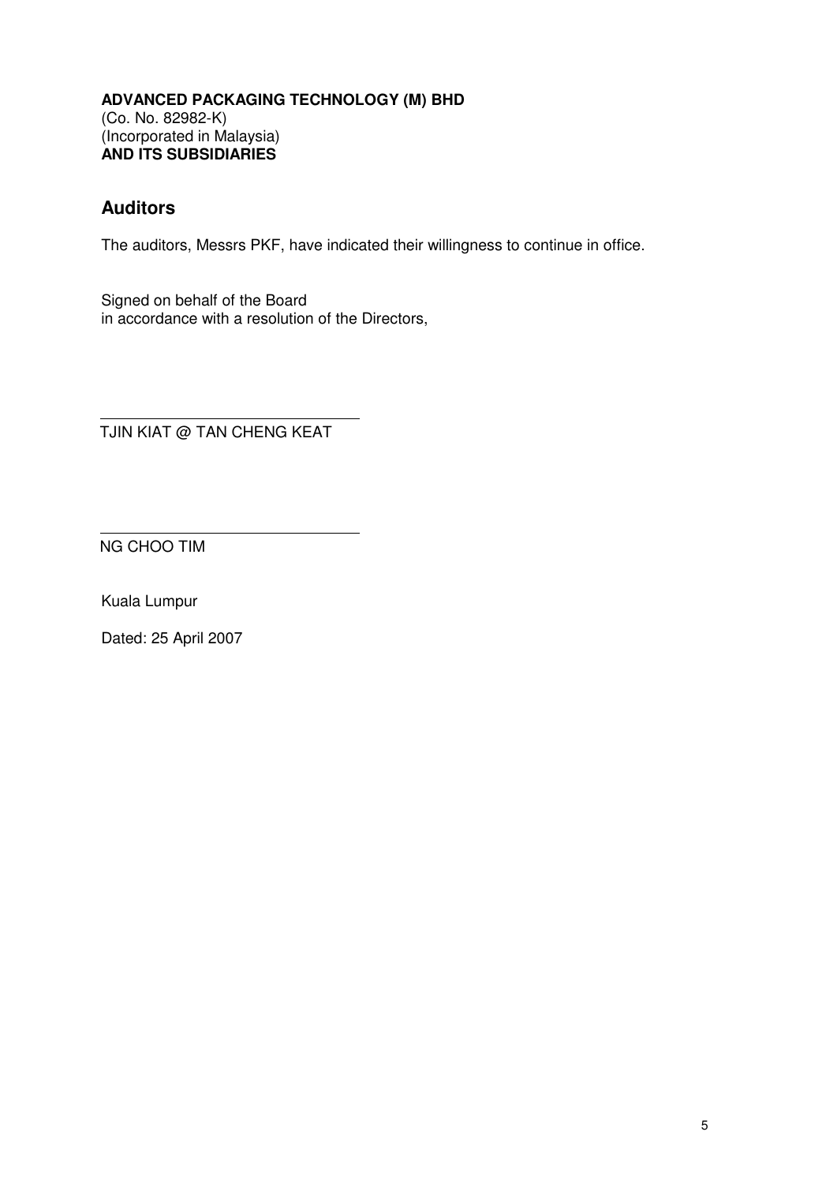**ADVANCED PACKAGING TECHNOLOGY (M) BHD**
(Co. No. 82982-K)
(Incorporated in Malaysia)
**AND ITS SUBSIDIARIES**

## Auditors

The auditors, Messrs PKF, have indicated their willingness to continue in office.

Signed on behalf of the Board
in accordance with a resolution of the Directors,

TJIN KIAT @ TAN CHENG KEAT

NG CHOO TIM

Kuala Lumpur

Dated: 25 April 2007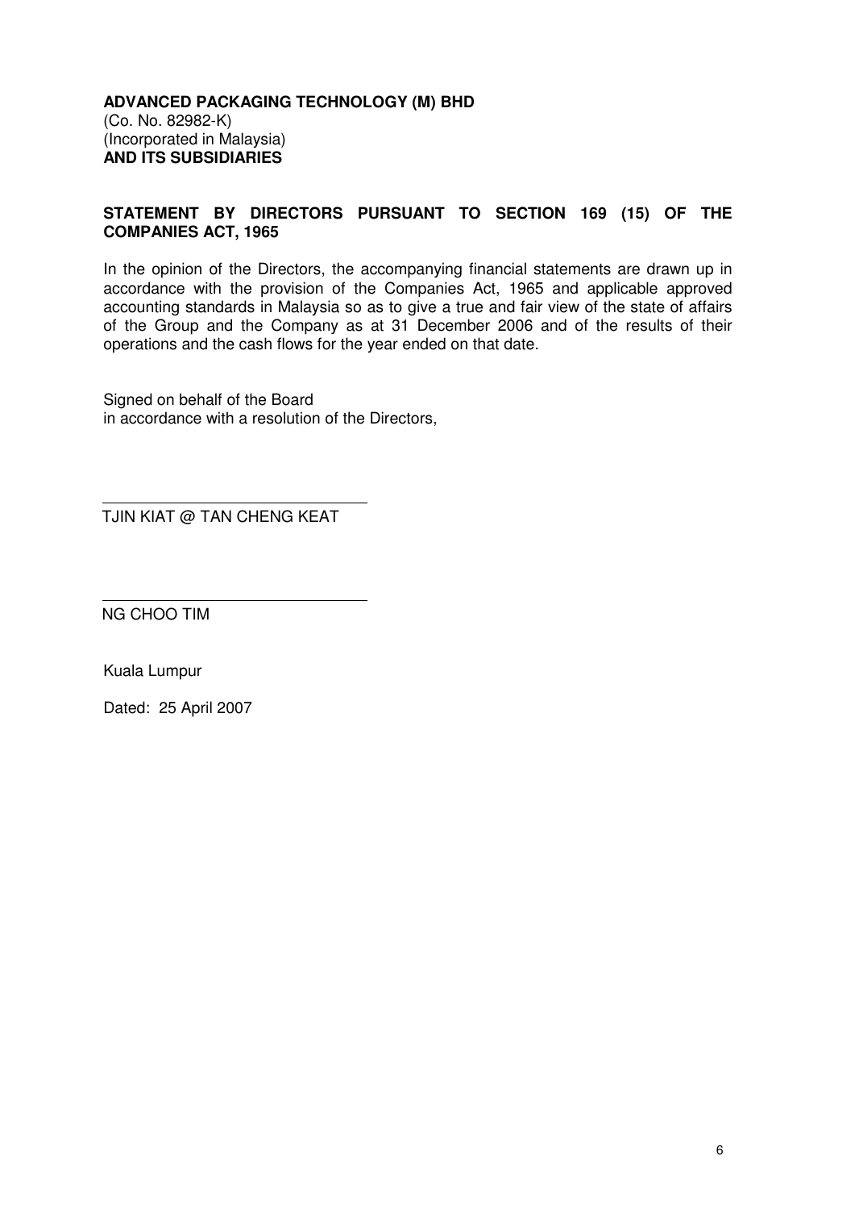**ADVANCED PACKAGING TECHNOLOGY (M) BHD**
(Co. No. 82982-K)
(Incorporated in Malaysia)
**AND ITS SUBSIDIARIES**

## STATEMENT BY DIRECTORS PURSUANT TO SECTION 169 (15) OF THE COMPANIES ACT, 1965

In the opinion of the Directors, the accompanying financial statements are drawn up in accordance with the provision of the Companies Act, 1965 and applicable approved accounting standards in Malaysia so as to give a true and fair view of the state of affairs of the Group and the Company as at 31 December 2006 and of the results of their operations and the cash flows for the year ended on that date.

Signed on behalf of the Board
in accordance with a resolution of the Directors,

TJIN KIAT @ TAN CHENG KEAT

NG CHOO TIM

Kuala Lumpur

Dated: 25 April 2007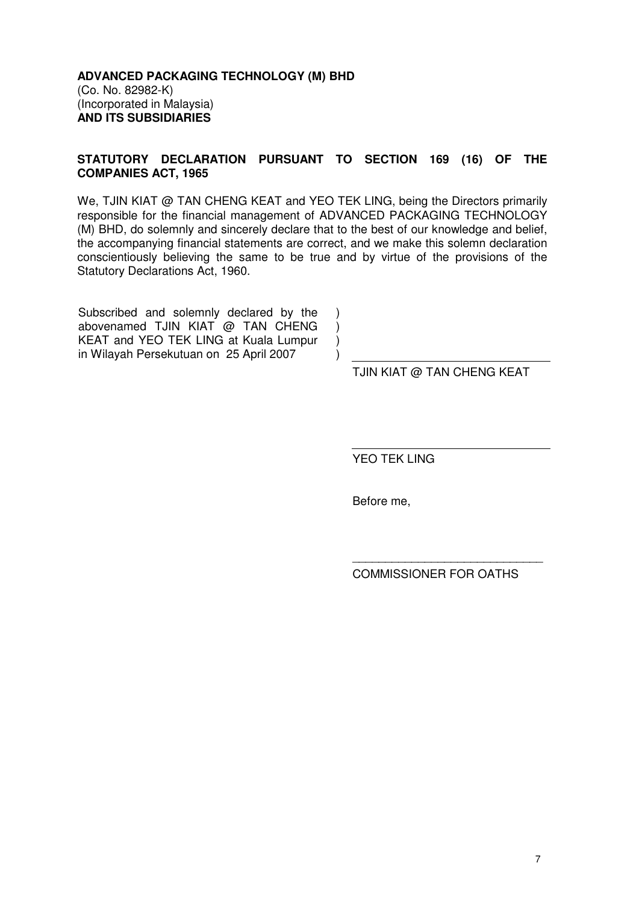**ADVANCED PACKAGING TECHNOLOGY (M) BHD**
(Co. No. 82982-K)
(Incorporated in Malaysia)
**AND ITS SUBSIDIARIES**

## STATUTORY DECLARATION PURSUANT TO SECTION 169 (16) OF THE COMPANIES ACT, 1965

We, TJIN KIAT @ TAN CHENG KEAT and YEO TEK LING, being the Directors primarily responsible for the financial management of ADVANCED PACKAGING TECHNOLOGY (M) BHD, do solemnly and sincerely declare that to the best of our knowledge and belief, the accompanying financial statements are correct, and we make this solemn declaration conscientiously believing the same to be true and by virtue of the provisions of the Statutory Declarations Act, 1960.

Subscribed and solemnly declared by the abovenamed TJIN KIAT @ TAN CHENG KEAT and YEO TEK LING at Kuala Lumpur in Wilayah Persekutuan on 25 April 2007 )

TJIN KIAT @ TAN CHENG KEAT

YEO TEK LING

Before me,

COMMISSIONER FOR OATHS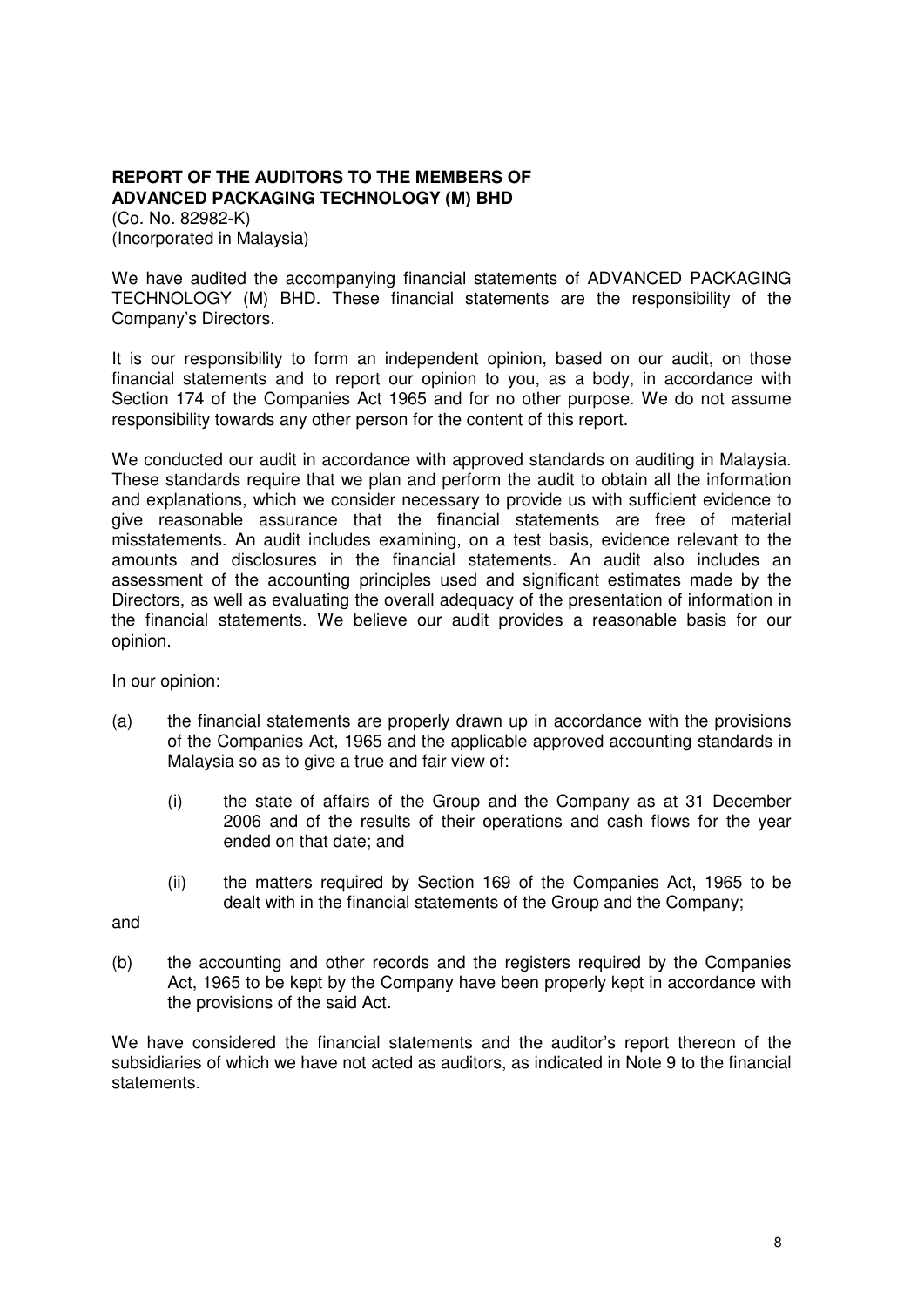**REPORT OF THE AUDITORS TO THE MEMBERS OF ADVANCED PACKAGING TECHNOLOGY (M) BHD**
(Co. No. 82982-K)
(Incorporated in Malaysia)

We have audited the accompanying financial statements of ADVANCED PACKAGING TECHNOLOGY (M) BHD. These financial statements are the responsibility of the Company's Directors.

It is our responsibility to form an independent opinion, based on our audit, on those financial statements and to report our opinion to you, as a body, in accordance with Section 174 of the Companies Act 1965 and for no other purpose. We do not assume responsibility towards any other person for the content of this report.

We conducted our audit in accordance with approved standards on auditing in Malaysia. These standards require that we plan and perform the audit to obtain all the information and explanations, which we consider necessary to provide us with sufficient evidence to give reasonable assurance that the financial statements are free of material misstatements. An audit includes examining, on a test basis, evidence relevant to the amounts and disclosures in the financial statements. An audit also includes an assessment of the accounting principles used and significant estimates made by the Directors, as well as evaluating the overall adequacy of the presentation of information in the financial statements. We believe our audit provides a reasonable basis for our opinion.

In our opinion:

(a) the financial statements are properly drawn up in accordance with the provisions of the Companies Act, 1965 and the applicable approved accounting standards in Malaysia so as to give a true and fair view of:

   (i) the state of affairs of the Group and the Company as at 31 December 2006 and of the results of their operations and cash flows for the year ended on that date; and

   (ii) the matters required by Section 169 of the Companies Act, 1965 to be dealt with in the financial statements of the Group and the Company;

and

(b) the accounting and other records and the registers required by the Companies Act, 1965 to be kept by the Company have been properly kept in accordance with the provisions of the said Act.

We have considered the financial statements and the auditor's report thereon of the subsidiaries of which we have not acted as auditors, as indicated in Note 9 to the financial statements.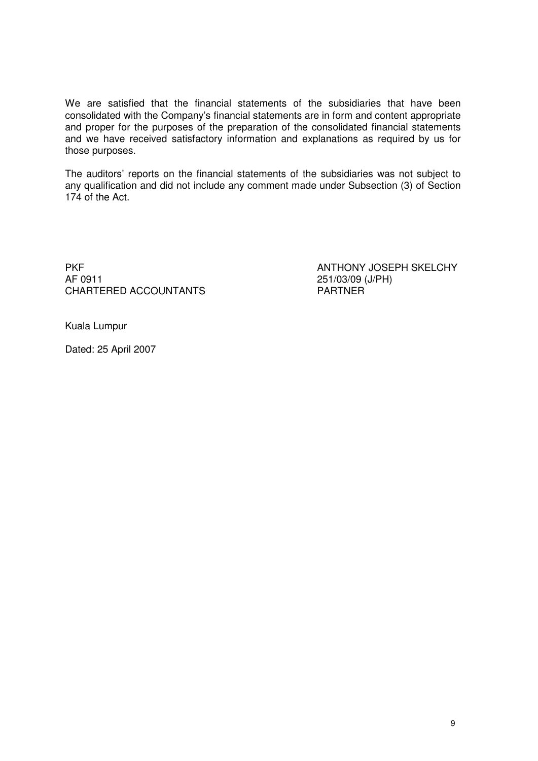We are satisfied that the financial statements of the subsidiaries that have been consolidated with the Company's financial statements are in form and content appropriate and proper for the purposes of the preparation of the consolidated financial statements and we have received satisfactory information and explanations as required by us for those purposes.

The auditors' reports on the financial statements of the subsidiaries was not subject to any qualification and did not include any comment made under Subsection (3) of Section 174 of the Act.

PKF
AF 0911
CHARTERED ACCOUNTANTS

ANTHONY JOSEPH SKELCHY
251/03/09 (J/PH)
PARTNER

Kuala Lumpur

Dated: 25 April 2007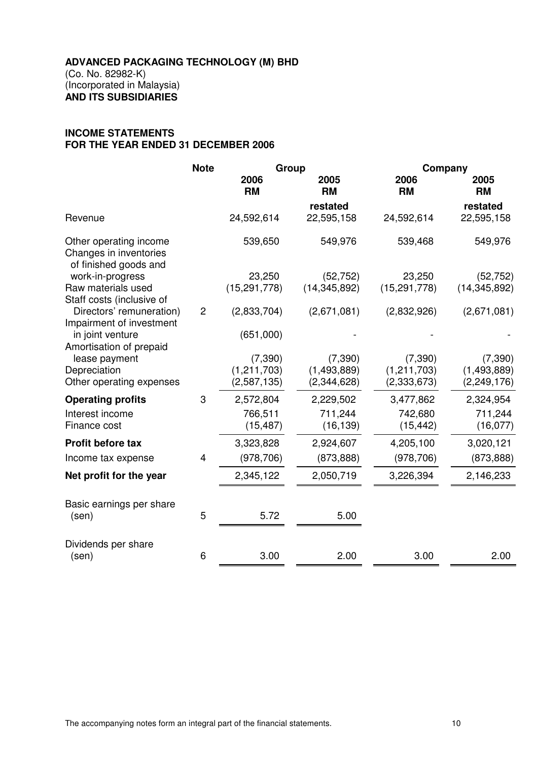**ADVANCED PACKAGING TECHNOLOGY (M) BHD**
(Co. No. 82982-K)
(Incorporated in Malaysia)
**AND ITS SUBSIDIARIES**

**INCOME STATEMENTS**
**FOR THE YEAR ENDED 31 DECEMBER 2006**

| | Note | Group | | Company | |
|---|---|---|---|---|---|
| | | 2006 RM | 2005 RM | 2006 RM | 2005 RM |
| | | | restated | | restated |
| Revenue | | 24,592,614 | 22,595,158 | 24,592,614 | 22,595,158 |
| Other operating income | | 539,650 | 549,976 | 539,468 | 549,976 |
| Changes in inventories of finished goods and work-in-progress | | 23,250 | (52,752) | 23,250 | (52,752) |
| Raw materials used | | (15,291,778) | (14,345,892) | (15,291,778) | (14,345,892) |
| Staff costs (inclusive of Directors' remuneration) | 2 | (2,833,704) | (2,671,081) | (2,832,926) | (2,671,081) |
| Impairment of investment in joint venture | | (651,000) | - | - | - |
| Amortisation of prepaid lease payment | | (7,390) | (7,390) | (7,390) | (7,390) |
| Depreciation | | (1,211,703) | (1,493,889) | (1,211,703) | (1,493,889) |
| Other operating expenses | | (2,587,135) | (2,344,628) | (2,333,673) | (2,249,176) |
| **Operating profits** | 3 | 2,572,804 | 2,229,502 | 3,477,862 | 2,324,954 |
| Interest income | | 766,511 | 711,244 | 742,680 | 711,244 |
| Finance cost | | (15,487) | (16,139) | (15,442) | (16,077) |
| **Profit before tax** | | 3,323,828 | 2,924,607 | 4,205,100 | 3,020,121 |
| Income tax expense | 4 | (978,706) | (873,888) | (978,706) | (873,888) |
| **Net profit for the year** | | 2,345,122 | 2,050,719 | 3,226,394 | 2,146,233 |
| Basic earnings per share (sen) | 5 | 5.72 | 5.00 | | |
| Dividends per share (sen) | 6 | 3.00 | 2.00 | 3.00 | 2.00 |

The accompanying notes form an integral part of the financial statements.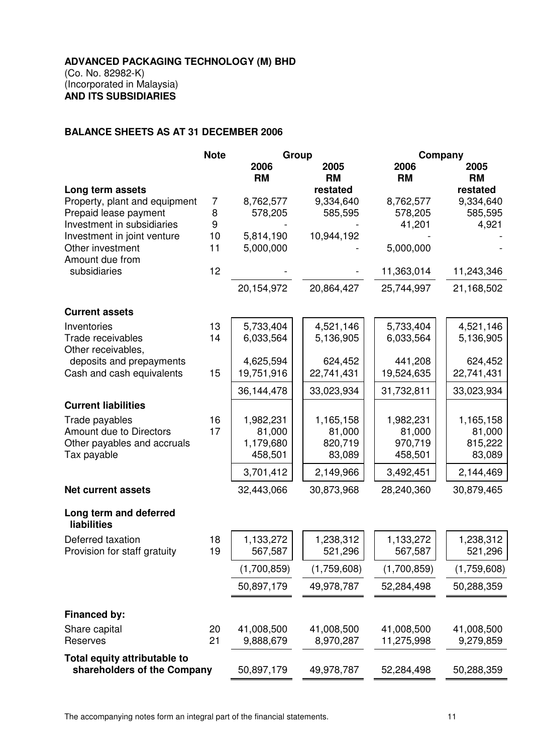**ADVANCED PACKAGING TECHNOLOGY (M) BHD**
(Co. No. 82982-K)
(Incorporated in Malaysia)
**AND ITS SUBSIDIARIES**

## BALANCE SHEETS AS AT 31 DECEMBER 2006

| | Note | Group | | Company | |
|---|---|---|---|---|---|
| | | 2006 RM | 2005 RM restated | 2006 RM | 2005 RM restated |
| **Long term assets** | | | | | |
| Property, plant and equipment | 7 | 8,762,577 | 9,334,640 | 8,762,577 | 9,334,640 |
| Prepaid lease payment | 8 | 578,205 | 585,595 | 578,205 | 585,595 |
| Investment in subsidiaries | 9 | - | - | 41,201 | 4,921 |
| Investment in joint venture | 10 | 5,814,190 | 10,944,192 | - | - |
| Other investment | 11 | 5,000,000 | - | 5,000,000 | - |
| Amount due from subsidiaries | 12 | - | - | 11,363,014 | 11,243,346 |
| | | 20,154,972 | 20,864,427 | 25,744,997 | 21,168,502 |
| **Current assets** | | | | | |
| Inventories | 13 | 5,733,404 | 4,521,146 | 5,733,404 | 4,521,146 |
| Trade receivables | 14 | 6,033,564 | 5,136,905 | 6,033,564 | 5,136,905 |
| Other receivables, deposits and prepayments | | 4,625,594 | 624,452 | 441,208 | 624,452 |
| Cash and cash equivalents | 15 | 19,751,916 | 22,741,431 | 19,524,635 | 22,741,431 |
| | | 36,144,478 | 33,023,934 | 31,732,811 | 33,023,934 |
| **Current liabilities** | | | | | |
| Trade payables | 16 | 1,982,231 | 1,165,158 | 1,982,231 | 1,165,158 |
| Amount due to Directors | 17 | 81,000 | 81,000 | 81,000 | 81,000 |
| Other payables and accruals | | 1,179,680 | 820,719 | 970,719 | 815,222 |
| Tax payable | | 458,501 | 83,089 | 458,501 | 83,089 |
| | | 3,701,412 | 2,149,966 | 3,492,451 | 2,144,469 |
| **Net current assets** | | 32,443,066 | 30,873,968 | 28,240,360 | 30,879,465 |
| **Long term and deferred liabilities** | | | | | |
| Deferred taxation | 18 | 1,133,272 | 1,238,312 | 1,133,272 | 1,238,312 |
| Provision for staff gratuity | 19 | 567,587 | 521,296 | 567,587 | 521,296 |
| | | (1,700,859) | (1,759,608) | (1,700,859) | (1,759,608) |
| | | 50,897,179 | 49,978,787 | 52,284,498 | 50,288,359 |
| **Financed by:** | | | | | |
| Share capital | 20 | 41,008,500 | 41,008,500 | 41,008,500 | 41,008,500 |
| Reserves | 21 | 9,888,679 | 8,970,287 | 11,275,998 | 9,279,859 |
| **Total equity attributable to shareholders of the Company** | | 50,897,179 | 49,978,787 | 52,284,498 | 50,288,359 |

The accompanying notes form an integral part of the financial statements.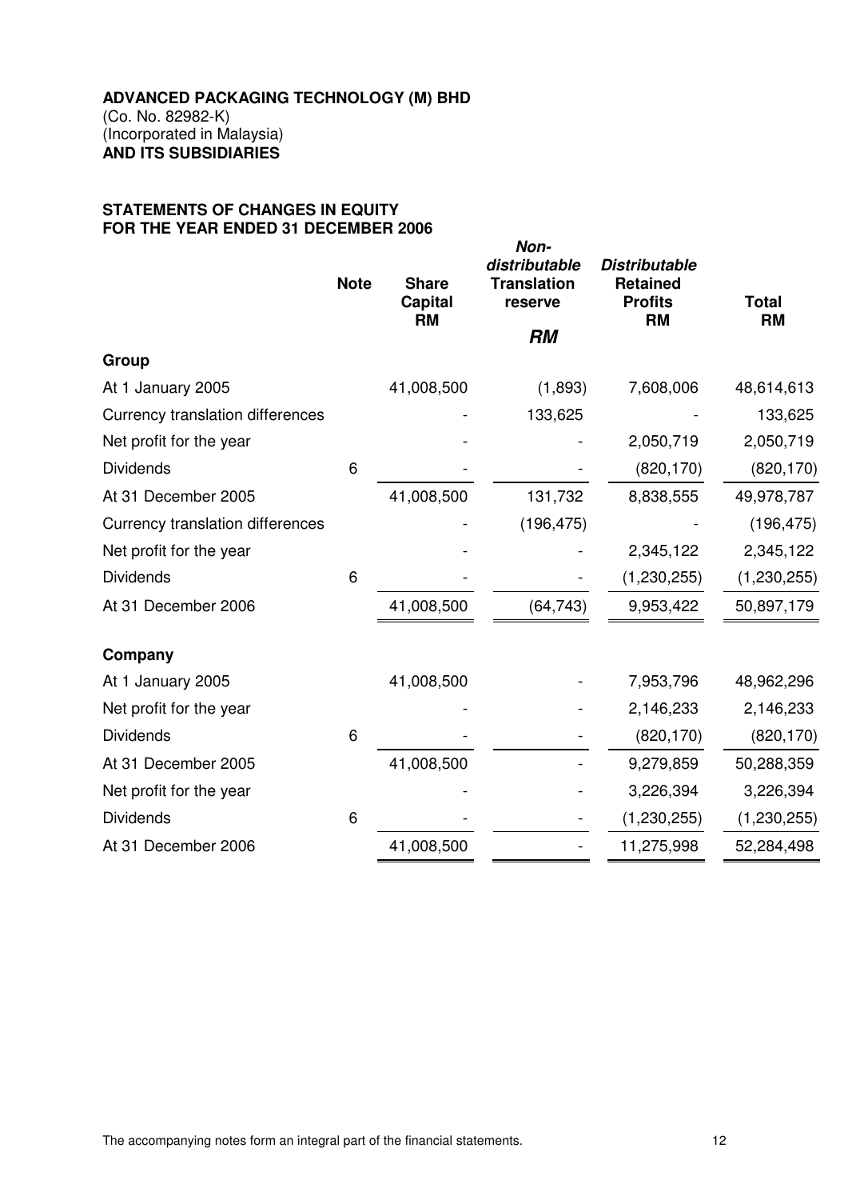**ADVANCED PACKAGING TECHNOLOGY (M) BHD**
(Co. No. 82982-K)
(Incorporated in Malaysia)
**AND ITS SUBSIDIARIES**

**STATEMENTS OF CHANGES IN EQUITY**
**FOR THE YEAR ENDED 31 DECEMBER 2006**

| | Note | Share Capital RM | *Non-distributable* Translation reserve *RM* | *Distributable* Retained Profits RM | Total RM |
|---|---|---|---|---|---|
| **Group** | | | | | |
| At 1 January 2005 | | 41,008,500 | (1,893) | 7,608,006 | 48,614,613 |
| Currency translation differences | | - | 133,625 | - | 133,625 |
| Net profit for the year | | - | - | 2,050,719 | 2,050,719 |
| Dividends | 6 | - | - | (820,170) | (820,170) |
| At 31 December 2005 | | 41,008,500 | 131,732 | 8,838,555 | 49,978,787 |
| Currency translation differences | | - | (196,475) | - | (196,475) |
| Net profit for the year | | - | - | 2,345,122 | 2,345,122 |
| Dividends | 6 | - | - | (1,230,255) | (1,230,255) |
| At 31 December 2006 | | 41,008,500 | (64,743) | 9,953,422 | 50,897,179 |
| | | | | | |
| **Company** | | | | | |
| At 1 January 2005 | | 41,008,500 | - | 7,953,796 | 48,962,296 |
| Net profit for the year | | - | - | 2,146,233 | 2,146,233 |
| Dividends | 6 | - | - | (820,170) | (820,170) |
| At 31 December 2005 | | 41,008,500 | - | 9,279,859 | 50,288,359 |
| Net profit for the year | | - | - | 3,226,394 | 3,226,394 |
| Dividends | 6 | - | - | (1,230,255) | (1,230,255) |
| At 31 December 2006 | | 41,008,500 | - | 11,275,998 | 52,284,498 |

The accompanying notes form an integral part of the financial statements.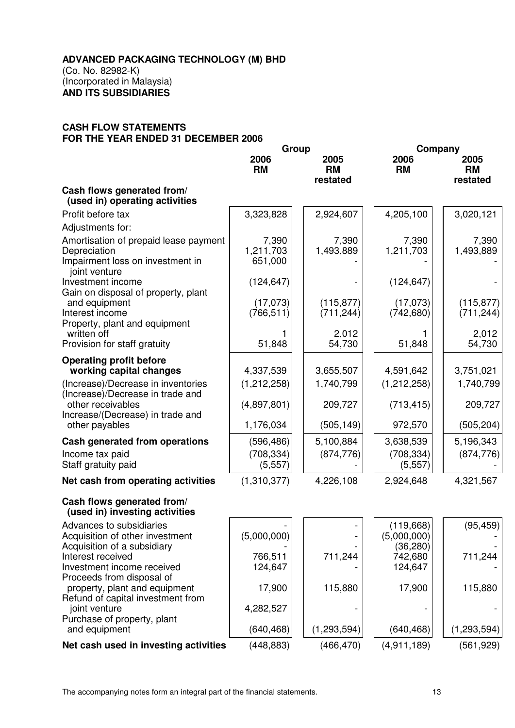**ADVANCED PACKAGING TECHNOLOGY (M) BHD**
(Co. No. 82982-K)
(Incorporated in Malaysia)
**AND ITS SUBSIDIARIES**

**CASH FLOW STATEMENTS**
**FOR THE YEAR ENDED 31 DECEMBER 2006**

| | Group | | Company | |
|---|---|---|---|---|
| | 2006 RM | 2005 RM restated | 2006 RM | 2005 RM restated |
| **Cash flows generated from/ (used in) operating activities** | | | | |
| Profit before tax | 3,323,828 | 2,924,607 | 4,205,100 | 3,020,121 |
| Adjustments for: | | | | |
| Amortisation of prepaid lease payment | 7,390 | 7,390 | 7,390 | 7,390 |
| Depreciation | 1,211,703 | 1,493,889 | 1,211,703 | 1,493,889 |
| Impairment loss on investment in joint venture | 651,000 | - | - | - |
| Investment income | (124,647) | - | (124,647) | - |
| Gain on disposal of property, plant and equipment | (17,073) | (115,877) | (17,073) | (115,877) |
| Interest income | (766,511) | (711,244) | (742,680) | (711,244) |
| Property, plant and equipment written off | 1 | 2,012 | 1 | 2,012 |
| Provision for staff gratuity | 51,848 | 54,730 | 51,848 | 54,730 |
| **Operating profit before working capital changes** | 4,337,539 | 3,655,507 | 4,591,642 | 3,751,021 |
| (Increase)/Decrease in inventories | (1,212,258) | 1,740,799 | (1,212,258) | 1,740,799 |
| (Increase)/Decrease in trade and other receivables | (4,897,801) | 209,727 | (713,415) | 209,727 |
| Increase/(Decrease) in trade and other payables | 1,176,034 | (505,149) | 972,570 | (505,204) |
| **Cash generated from operations** | (596,486) | 5,100,884 | 3,638,539 | 5,196,343 |
| Income tax paid | (708,334) | (874,776) | (708,334) | (874,776) |
| Staff gratuity paid | (5,557) | - | (5,557) | - |
| **Net cash from operating activities** | (1,310,377) | 4,226,108 | 2,924,648 | 4,321,567 |
| **Cash flows generated from/ (used in) investing activities** | | | | |
| Advances to subsidiaries | - | - | (119,668) | (95,459) |
| Acquisition of other investment | (5,000,000) | - | (5,000,000) | - |
| Acquisition of a subsidiary | - | - | (36,280) | - |
| Interest received | 766,511 | 711,244 | 742,680 | 711,244 |
| Investment income received | 124,647 | - | 124,647 | - |
| Proceeds from disposal of property, plant and equipment | 17,900 | 115,880 | 17,900 | 115,880 |
| Refund of capital investment from joint venture | 4,282,527 | - | - | - |
| Purchase of property, plant and equipment | (640,468) | (1,293,594) | (640,468) | (1,293,594) |
| **Net cash used in investing activities** | (448,883) | (466,470) | (4,911,189) | (561,929) |

The accompanying notes form an integral part of the financial statements.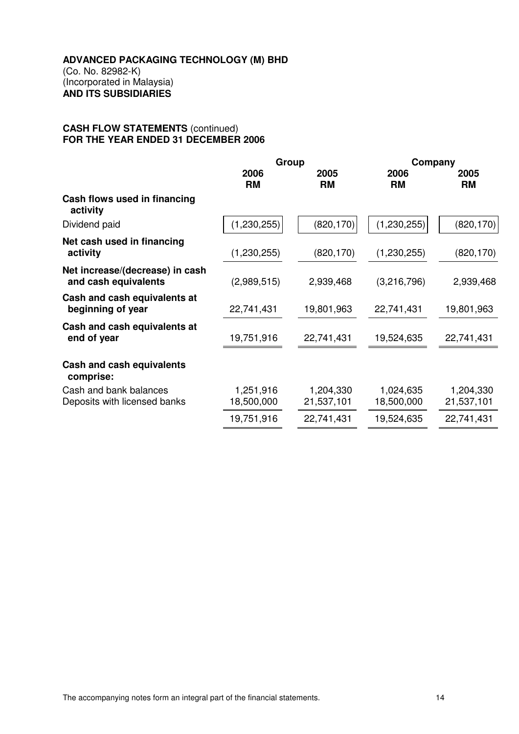**ADVANCED PACKAGING TECHNOLOGY (M) BHD**
(Co. No. 82982-K)
(Incorporated in Malaysia)
**AND ITS SUBSIDIARIES**

**CASH FLOW STATEMENTS** (continued)
**FOR THE YEAR ENDED 31 DECEMBER 2006**

| | Group | | Company | |
|---|---|---|---|---|
| | **2006 RM** | **2005 RM** | **2006 RM** | **2005 RM** |
| **Cash flows used in financing activity** | | | | |
| Dividend paid | (1,230,255) | (820,170) | (1,230,255) | (820,170) |
| **Net cash used in financing activity** | (1,230,255) | (820,170) | (1,230,255) | (820,170) |
| **Net increase/(decrease) in cash and cash equivalents** | (2,989,515) | 2,939,468 | (3,216,796) | 2,939,468 |
| **Cash and cash equivalents at beginning of year** | 22,741,431 | 19,801,963 | 22,741,431 | 19,801,963 |
| **Cash and cash equivalents at end of year** | 19,751,916 | 22,741,431 | 19,524,635 | 22,741,431 |
| **Cash and cash equivalents comprise:** | | | | |
| Cash and bank balances | 1,251,916 | 1,204,330 | 1,024,635 | 1,204,330 |
| Deposits with licensed banks | 18,500,000 | 21,537,101 | 18,500,000 | 21,537,101 |
| | 19,751,916 | 22,741,431 | 19,524,635 | 22,741,431 |

The accompanying notes form an integral part of the financial statements.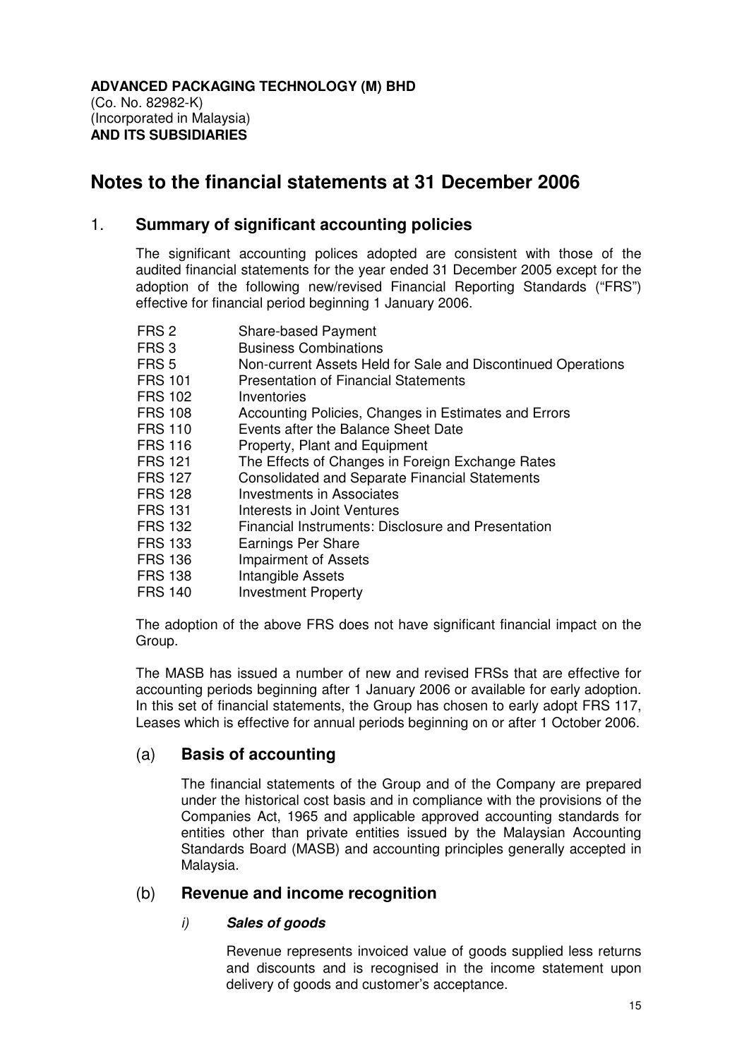**ADVANCED PACKAGING TECHNOLOGY (M) BHD**
(Co. No. 82982-K)
(Incorporated in Malaysia)
**AND ITS SUBSIDIARIES**

# Notes to the financial statements at 31 December 2006

## 1. Summary of significant accounting policies

The significant accounting polices adopted are consistent with those of the audited financial statements for the year ended 31 December 2005 except for the adoption of the following new/revised Financial Reporting Standards ("FRS") effective for financial period beginning 1 January 2006.

| | |
|---|---|
| FRS 2 | Share-based Payment |
| FRS 3 | Business Combinations |
| FRS 5 | Non-current Assets Held for Sale and Discontinued Operations |
| FRS 101 | Presentation of Financial Statements |
| FRS 102 | Inventories |
| FRS 108 | Accounting Policies, Changes in Estimates and Errors |
| FRS 110 | Events after the Balance Sheet Date |
| FRS 116 | Property, Plant and Equipment |
| FRS 121 | The Effects of Changes in Foreign Exchange Rates |
| FRS 127 | Consolidated and Separate Financial Statements |
| FRS 128 | Investments in Associates |
| FRS 131 | Interests in Joint Ventures |
| FRS 132 | Financial Instruments: Disclosure and Presentation |
| FRS 133 | Earnings Per Share |
| FRS 136 | Impairment of Assets |
| FRS 138 | Intangible Assets |
| FRS 140 | Investment Property |

The adoption of the above FRS does not have significant financial impact on the Group.

The MASB has issued a number of new and revised FRSs that are effective for accounting periods beginning after 1 January 2006 or available for early adoption. In this set of financial statements, the Group has chosen to early adopt FRS 117, Leases which is effective for annual periods beginning on or after 1 October 2006.

### (a) Basis of accounting

The financial statements of the Group and of the Company are prepared under the historical cost basis and in compliance with the provisions of the Companies Act, 1965 and applicable approved accounting standards for entities other than private entities issued by the Malaysian Accounting Standards Board (MASB) and accounting principles generally accepted in Malaysia.

### (b) Revenue and income recognition

#### *i) Sales of goods*

Revenue represents invoiced value of goods supplied less returns and discounts and is recognised in the income statement upon delivery of goods and customer's acceptance.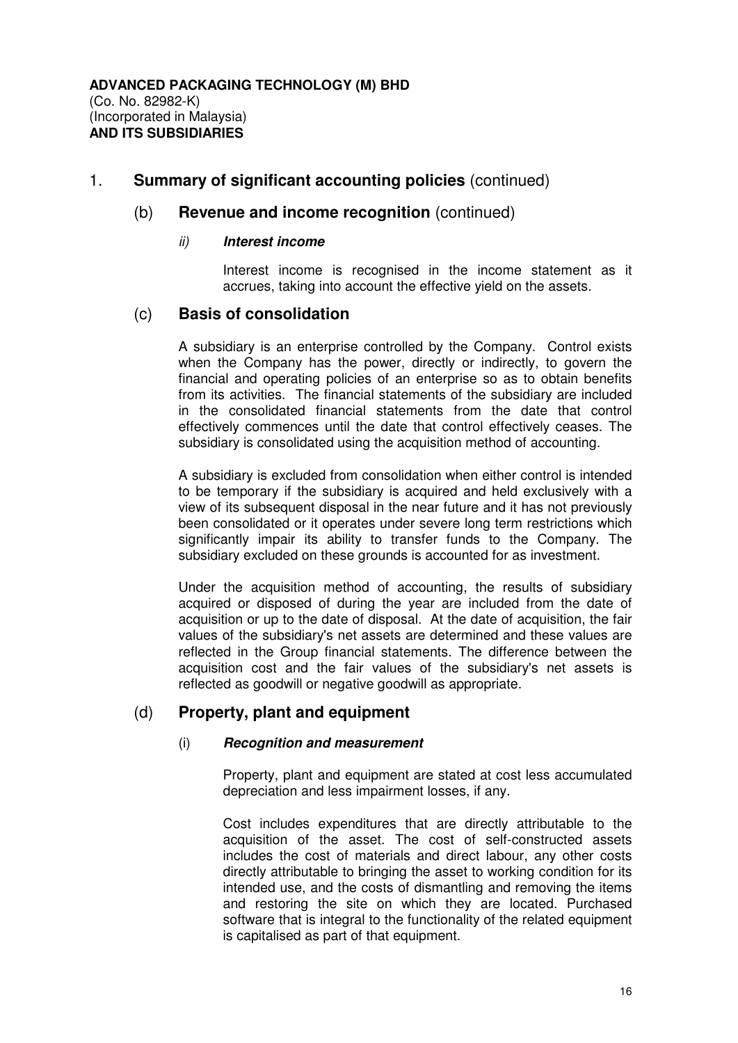**ADVANCED PACKAGING TECHNOLOGY (M) BHD**
(Co. No. 82982-K)
(Incorporated in Malaysia)
**AND ITS SUBSIDIARIES**

## 1. **Summary of significant accounting policies** (continued)

### (b) **Revenue and income recognition** (continued)

#### *ii)* ***Interest income***

Interest income is recognised in the income statement as it accrues, taking into account the effective yield on the assets.

### (c) **Basis of consolidation**

A subsidiary is an enterprise controlled by the Company. Control exists when the Company has the power, directly or indirectly, to govern the financial and operating policies of an enterprise so as to obtain benefits from its activities. The financial statements of the subsidiary are included in the consolidated financial statements from the date that control effectively commences until the date that control effectively ceases. The subsidiary is consolidated using the acquisition method of accounting.

A subsidiary is excluded from consolidation when either control is intended to be temporary if the subsidiary is acquired and held exclusively with a view of its subsequent disposal in the near future and it has not previously been consolidated or it operates under severe long term restrictions which significantly impair its ability to transfer funds to the Company. The subsidiary excluded on these grounds is accounted for as investment.

Under the acquisition method of accounting, the results of subsidiary acquired or disposed of during the year are included from the date of acquisition or up to the date of disposal. At the date of acquisition, the fair values of the subsidiary's net assets are determined and these values are reflected in the Group financial statements. The difference between the acquisition cost and the fair values of the subsidiary's net assets is reflected as goodwill or negative goodwill as appropriate.

### (d) **Property, plant and equipment**

#### (i) ***Recognition and measurement***

Property, plant and equipment are stated at cost less accumulated depreciation and less impairment losses, if any.

Cost includes expenditures that are directly attributable to the acquisition of the asset. The cost of self-constructed assets includes the cost of materials and direct labour, any other costs directly attributable to bringing the asset to working condition for its intended use, and the costs of dismantling and removing the items and restoring the site on which they are located. Purchased software that is integral to the functionality of the related equipment is capitalised as part of that equipment.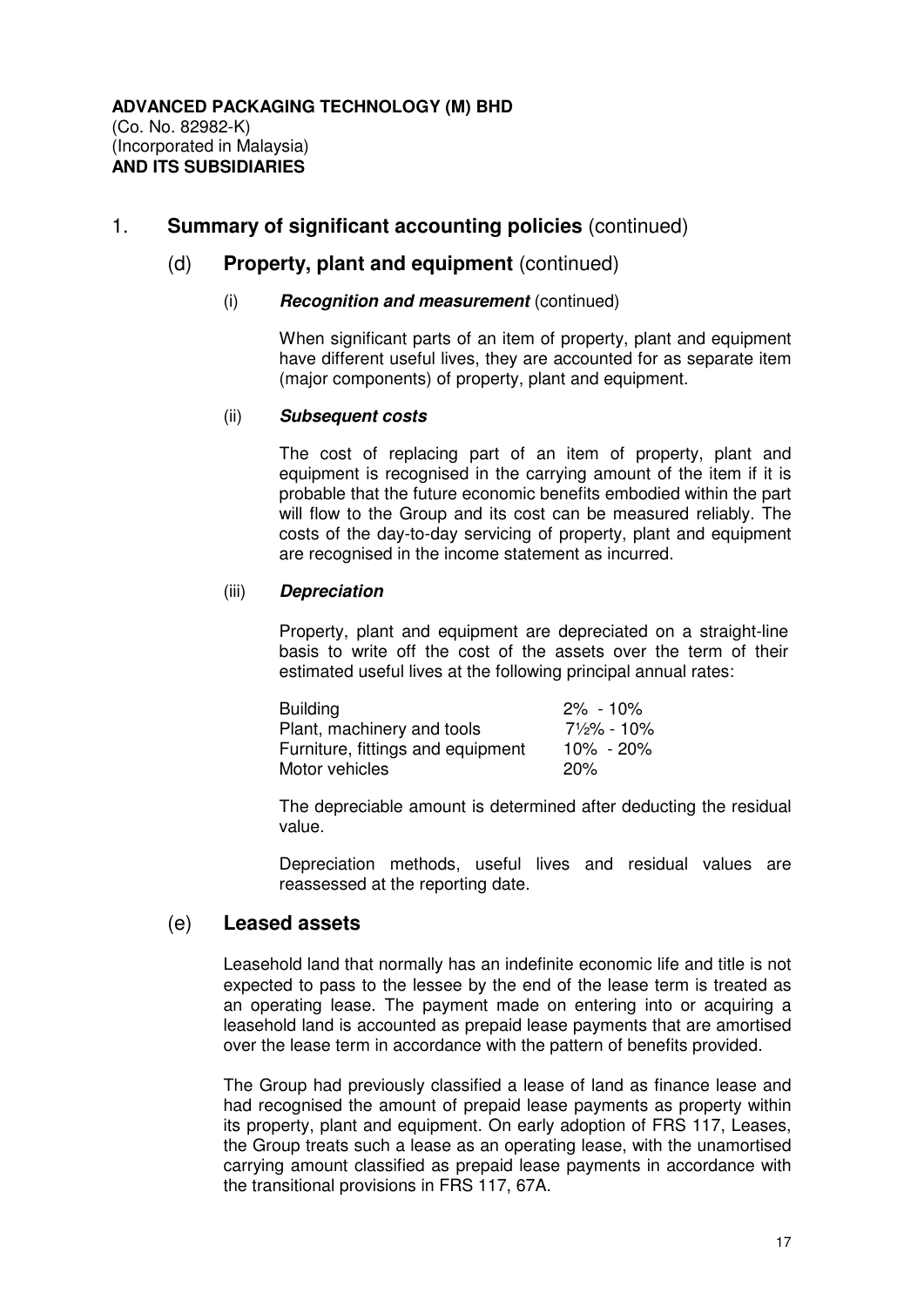**ADVANCED PACKAGING TECHNOLOGY (M) BHD**
(Co. No. 82982-K)
(Incorporated in Malaysia)
**AND ITS SUBSIDIARIES**

## 1. Summary of significant accounting policies (continued)

### (d) Property, plant and equipment (continued)

#### (i) *Recognition and measurement* (continued)

When significant parts of an item of property, plant and equipment have different useful lives, they are accounted for as separate item (major components) of property, plant and equipment.

#### (ii) *Subsequent costs*

The cost of replacing part of an item of property, plant and equipment is recognised in the carrying amount of the item if it is probable that the future economic benefits embodied within the part will flow to the Group and its cost can be measured reliably. The costs of the day-to-day servicing of property, plant and equipment are recognised in the income statement as incurred.

#### (iii) *Depreciation*

Property, plant and equipment are depreciated on a straight-line basis to write off the cost of the assets over the term of their estimated useful lives at the following principal annual rates:

| | |
|---|---|
| Building | 2% - 10% |
| Plant, machinery and tools | 7½% - 10% |
| Furniture, fittings and equipment | 10% - 20% |
| Motor vehicles | 20% |

The depreciable amount is determined after deducting the residual value.

Depreciation methods, useful lives and residual values are reassessed at the reporting date.

### (e) Leased assets

Leasehold land that normally has an indefinite economic life and title is not expected to pass to the lessee by the end of the lease term is treated as an operating lease. The payment made on entering into or acquiring a leasehold land is accounted as prepaid lease payments that are amortised over the lease term in accordance with the pattern of benefits provided.

The Group had previously classified a lease of land as finance lease and had recognised the amount of prepaid lease payments as property within its property, plant and equipment. On early adoption of FRS 117, Leases, the Group treats such a lease as an operating lease, with the unamortised carrying amount classified as prepaid lease payments in accordance with the transitional provisions in FRS 117, 67A.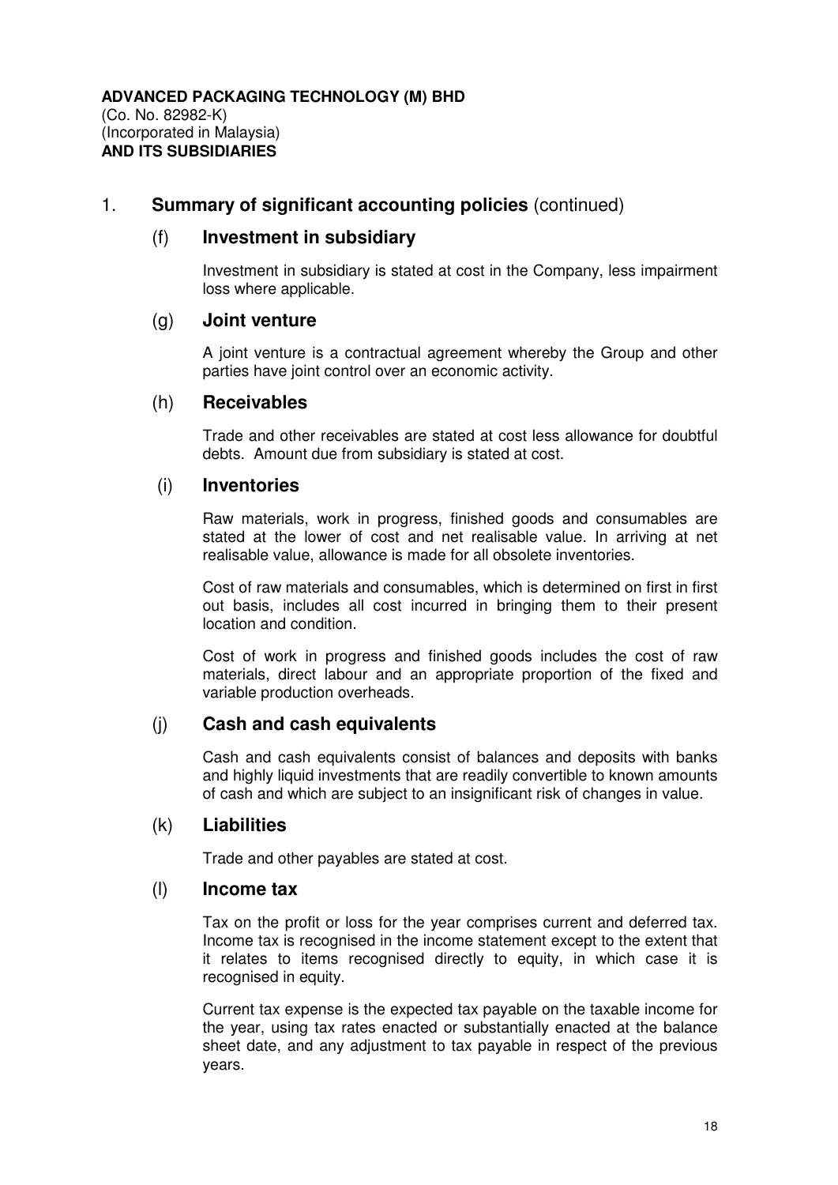**ADVANCED PACKAGING TECHNOLOGY (M) BHD**
(Co. No. 82982-K)
(Incorporated in Malaysia)
**AND ITS SUBSIDIARIES**

## 1. Summary of significant accounting policies (continued)

### (f) Investment in subsidiary

Investment in subsidiary is stated at cost in the Company, less impairment loss where applicable.

### (g) Joint venture

A joint venture is a contractual agreement whereby the Group and other parties have joint control over an economic activity.

### (h) Receivables

Trade and other receivables are stated at cost less allowance for doubtful debts. Amount due from subsidiary is stated at cost.

### (i) Inventories

Raw materials, work in progress, finished goods and consumables are stated at the lower of cost and net realisable value. In arriving at net realisable value, allowance is made for all obsolete inventories.

Cost of raw materials and consumables, which is determined on first in first out basis, includes all cost incurred in bringing them to their present location and condition.

Cost of work in progress and finished goods includes the cost of raw materials, direct labour and an appropriate proportion of the fixed and variable production overheads.

### (j) Cash and cash equivalents

Cash and cash equivalents consist of balances and deposits with banks and highly liquid investments that are readily convertible to known amounts of cash and which are subject to an insignificant risk of changes in value.

### (k) Liabilities

Trade and other payables are stated at cost.

### (l) Income tax

Tax on the profit or loss for the year comprises current and deferred tax. Income tax is recognised in the income statement except to the extent that it relates to items recognised directly to equity, in which case it is recognised in equity.

Current tax expense is the expected tax payable on the taxable income for the year, using tax rates enacted or substantially enacted at the balance sheet date, and any adjustment to tax payable in respect of the previous years.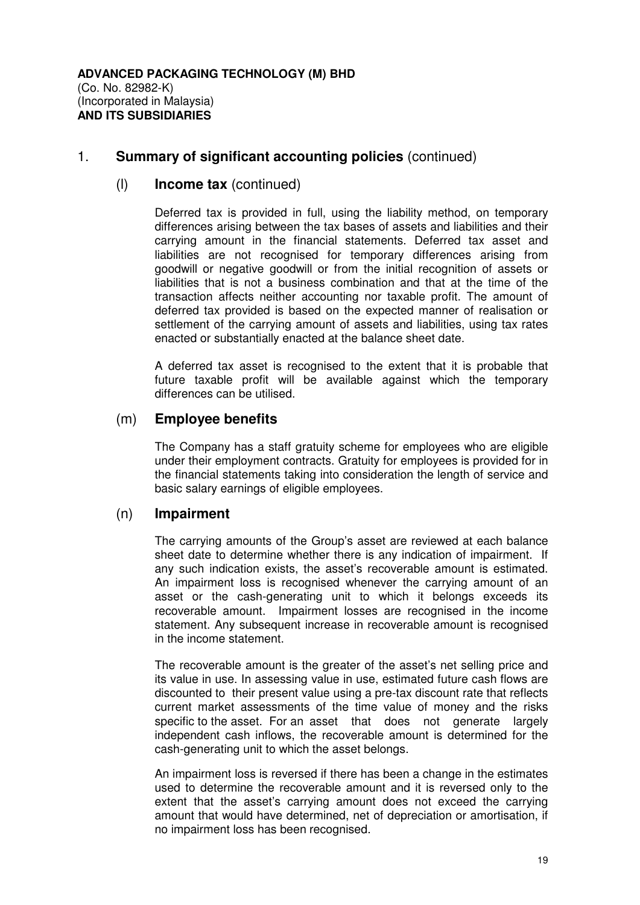**ADVANCED PACKAGING TECHNOLOGY (M) BHD**
(Co. No. 82982-K)
(Incorporated in Malaysia)
**AND ITS SUBSIDIARIES**

## 1. **Summary of significant accounting policies** (continued)

### (l) **Income tax** (continued)

Deferred tax is provided in full, using the liability method, on temporary differences arising between the tax bases of assets and liabilities and their carrying amount in the financial statements. Deferred tax asset and liabilities are not recognised for temporary differences arising from goodwill or negative goodwill or from the initial recognition of assets or liabilities that is not a business combination and that at the time of the transaction affects neither accounting nor taxable profit. The amount of deferred tax provided is based on the expected manner of realisation or settlement of the carrying amount of assets and liabilities, using tax rates enacted or substantially enacted at the balance sheet date.

A deferred tax asset is recognised to the extent that it is probable that future taxable profit will be available against which the temporary differences can be utilised.

### (m) **Employee benefits**

The Company has a staff gratuity scheme for employees who are eligible under their employment contracts. Gratuity for employees is provided for in the financial statements taking into consideration the length of service and basic salary earnings of eligible employees.

### (n) **Impairment**

The carrying amounts of the Group's asset are reviewed at each balance sheet date to determine whether there is any indication of impairment. If any such indication exists, the asset's recoverable amount is estimated. An impairment loss is recognised whenever the carrying amount of an asset or the cash-generating unit to which it belongs exceeds its recoverable amount. Impairment losses are recognised in the income statement. Any subsequent increase in recoverable amount is recognised in the income statement.

The recoverable amount is the greater of the asset's net selling price and its value in use. In assessing value in use, estimated future cash flows are discounted to their present value using a pre-tax discount rate that reflects current market assessments of the time value of money and the risks specific to the asset. For an asset that does not generate largely independent cash inflows, the recoverable amount is determined for the cash-generating unit to which the asset belongs.

An impairment loss is reversed if there has been a change in the estimates used to determine the recoverable amount and it is reversed only to the extent that the asset's carrying amount does not exceed the carrying amount that would have determined, net of depreciation or amortisation, if no impairment loss has been recognised.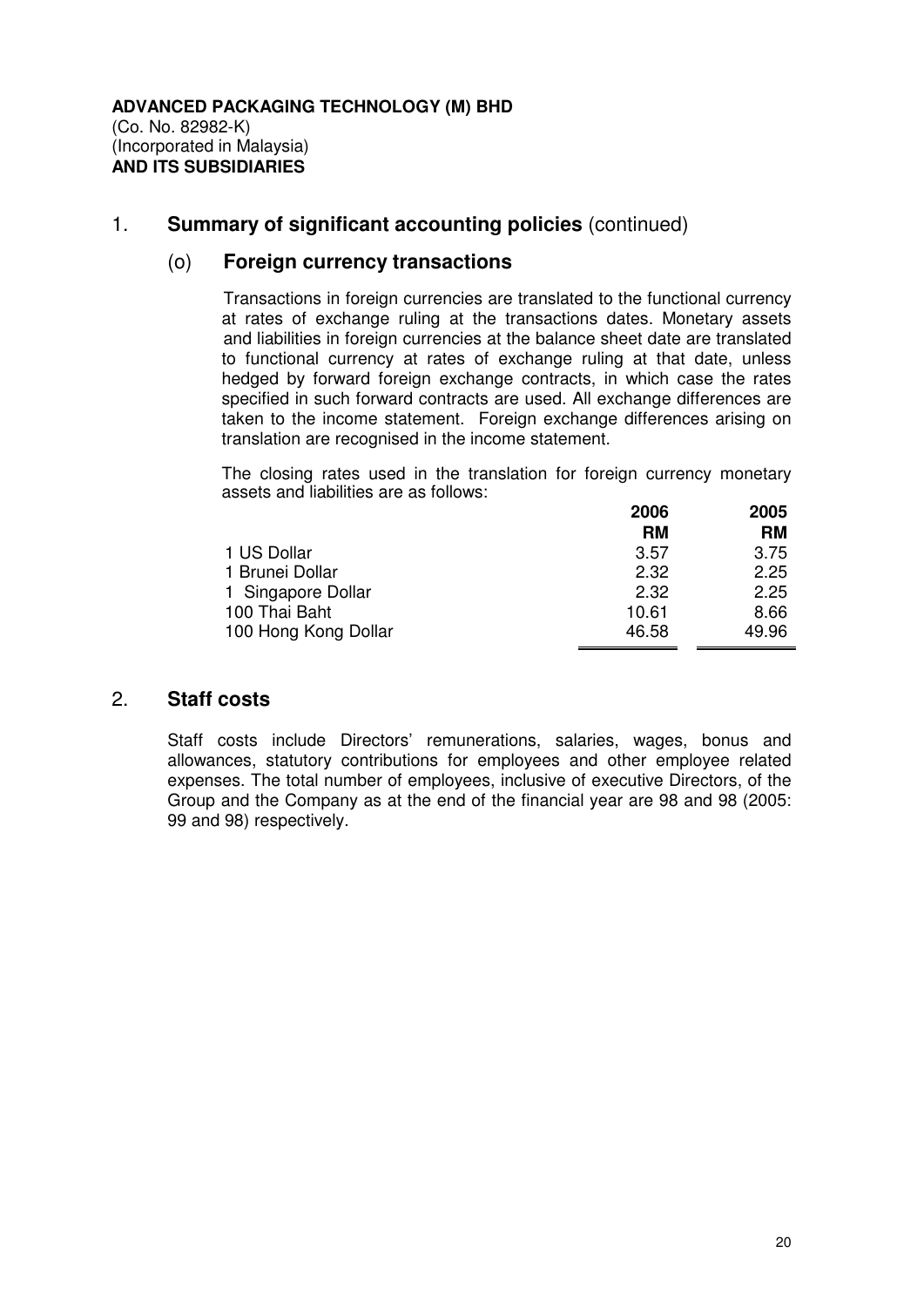**ADVANCED PACKAGING TECHNOLOGY (M) BHD**
(Co. No. 82982-K)
(Incorporated in Malaysia)
**AND ITS SUBSIDIARIES**

## 1. **Summary of significant accounting policies** (continued)

### (o) Foreign currency transactions

Transactions in foreign currencies are translated to the functional currency at rates of exchange ruling at the transactions dates. Monetary assets and liabilities in foreign currencies at the balance sheet date are translated to functional currency at rates of exchange ruling at that date, unless hedged by forward foreign exchange contracts, in which case the rates specified in such forward contracts are used. All exchange differences are taken to the income statement. Foreign exchange differences arising on translation are recognised in the income statement.

The closing rates used in the translation for foreign currency monetary assets and liabilities are as follows:

| | 2006 RM | 2005 RM |
|---|---|---|
| 1 US Dollar | 3.57 | 3.75 |
| 1 Brunei Dollar | 2.32 | 2.25 |
| 1 Singapore Dollar | 2.32 | 2.25 |
| 100 Thai Baht | 10.61 | 8.66 |
| 100 Hong Kong Dollar | 46.58 | 49.96 |

## 2. **Staff costs**

Staff costs include Directors' remunerations, salaries, wages, bonus and allowances, statutory contributions for employees and other employee related expenses. The total number of employees, inclusive of executive Directors, of the Group and the Company as at the end of the financial year are 98 and 98 (2005: 99 and 98) respectively.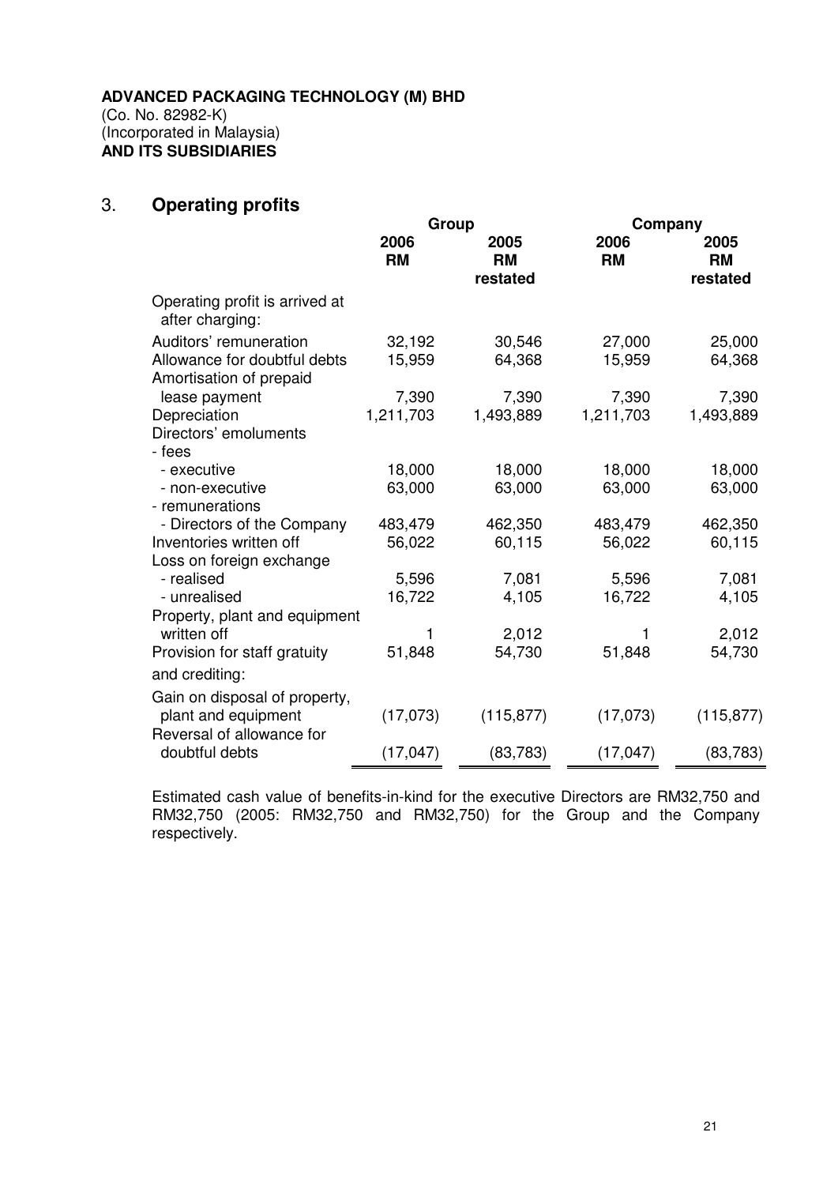**ADVANCED PACKAGING TECHNOLOGY (M) BHD**
(Co. No. 82982-K)
(Incorporated in Malaysia)
**AND ITS SUBSIDIARIES**

## 3. Operating profits

| | Group | | Company | |
|---|---|---|---|---|
| | 2006 RM | 2005 RM restated | 2006 RM | 2005 RM restated |
| Operating profit is arrived at after charging: | | | | |
| Auditors' remuneration | 32,192 | 30,546 | 27,000 | 25,000 |
| Allowance for doubtful debts | 15,959 | 64,368 | 15,959 | 64,368 |
| Amortisation of prepaid lease payment | 7,390 | 7,390 | 7,390 | 7,390 |
| Depreciation | 1,211,703 | 1,493,889 | 1,211,703 | 1,493,889 |
| Directors' emoluments | | | | |
| - fees | | | | |
| - executive | 18,000 | 18,000 | 18,000 | 18,000 |
| - non-executive | 63,000 | 63,000 | 63,000 | 63,000 |
| - remunerations | | | | |
| - Directors of the Company | 483,479 | 462,350 | 483,479 | 462,350 |
| Inventories written off | 56,022 | 60,115 | 56,022 | 60,115 |
| Loss on foreign exchange | | | | |
| - realised | 5,596 | 7,081 | 5,596 | 7,081 |
| - unrealised | 16,722 | 4,105 | 16,722 | 4,105 |
| Property, plant and equipment written off | 1 | 2,012 | 1 | 2,012 |
| Provision for staff gratuity | 51,848 | 54,730 | 51,848 | 54,730 |
| and crediting: | | | | |
| Gain on disposal of property, plant and equipment | (17,073) | (115,877) | (17,073) | (115,877) |
| Reversal of allowance for doubtful debts | (17,047) | (83,783) | (17,047) | (83,783) |

Estimated cash value of benefits-in-kind for the executive Directors are RM32,750 and RM32,750 (2005: RM32,750 and RM32,750) for the Group and the Company respectively.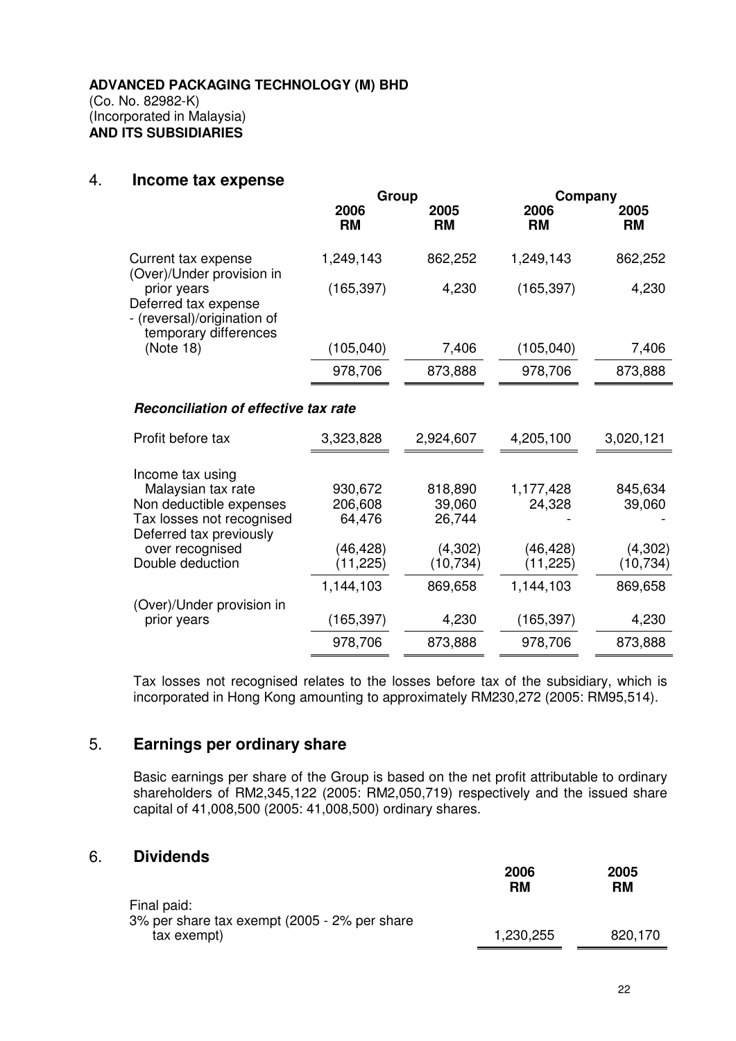**ADVANCED PACKAGING TECHNOLOGY (M) BHD**
(Co. No. 82982-K)
(Incorporated in Malaysia)
**AND ITS SUBSIDIARIES**

## 4. Income tax expense

| | Group | | Company | |
|---|---|---|---|---|
| | **2006 RM** | **2005 RM** | **2006 RM** | **2005 RM** |
| Current tax expense | 1,249,143 | 862,252 | 1,249,143 | 862,252 |
| (Over)/Under provision in prior years | (165,397) | 4,230 | (165,397) | 4,230 |
| Deferred tax expense - (reversal)/origination of temporary differences (Note 18) | (105,040) | 7,406 | (105,040) | 7,406 |
| | 978,706 | 873,888 | 978,706 | 873,888 |

***Reconciliation of effective tax rate***

| | Group | | Company | |
|---|---|---|---|---|
| | **2006 RM** | **2005 RM** | **2006 RM** | **2005 RM** |
| Profit before tax | 3,323,828 | 2,924,607 | 4,205,100 | 3,020,121 |
| Income tax using Malaysian tax rate | 930,672 | 818,890 | 1,177,428 | 845,634 |
| Non deductible expenses | 206,608 | 39,060 | 24,328 | 39,060 |
| Tax losses not recognised | 64,476 | 26,744 | - | - |
| Deferred tax previously over recognised | (46,428) | (4,302) | (46,428) | (4,302) |
| Double deduction | (11,225) | (10,734) | (11,225) | (10,734) |
| | 1,144,103 | 869,658 | 1,144,103 | 869,658 |
| (Over)/Under provision in prior years | (165,397) | 4,230 | (165,397) | 4,230 |
| | 978,706 | 873,888 | 978,706 | 873,888 |

Tax losses not recognised relates to the losses before tax of the subsidiary, which is incorporated in Hong Kong amounting to approximately RM230,272 (2005: RM95,514).

## 5. Earnings per ordinary share

Basic earnings per share of the Group is based on the net profit attributable to ordinary shareholders of RM2,345,122 (2005: RM2,050,719) respectively and the issued share capital of 41,008,500 (2005: 41,008,500) ordinary shares.

## 6. Dividends

| | **2006 RM** | **2005 RM** |
|---|---|---|
| Final paid: 3% per share tax exempt (2005 - 2% per share tax exempt) | 1,230,255 | 820,170 |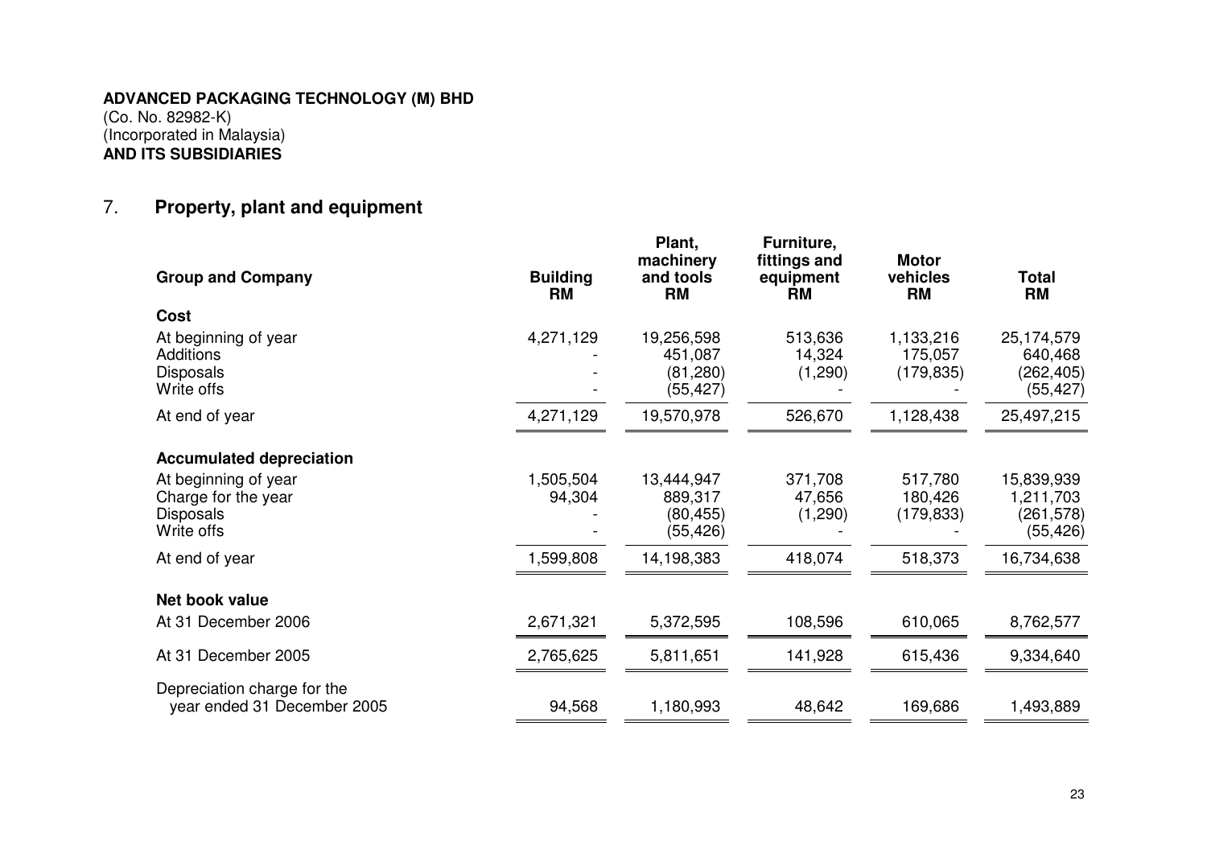**ADVANCED PACKAGING TECHNOLOGY (M) BHD**
(Co. No. 82982-K)
(Incorporated in Malaysia)
**AND ITS SUBSIDIARIES**

## 7. Property, plant and equipment

| Group and Company | Building RM | Plant, machinery and tools RM | Furniture, fittings and equipment RM | Motor vehicles RM | Total RM |
|---|---|---|---|---|---|
| **Cost** | | | | | |
| At beginning of year | 4,271,129 | 19,256,598 | 513,636 | 1,133,216 | 25,174,579 |
| Additions | - | 451,087 | 14,324 | 175,057 | 640,468 |
| Disposals | - | (81,280) | (1,290) | (179,835) | (262,405) |
| Write offs | - | (55,427) | - | - | (55,427) |
| At end of year | 4,271,129 | 19,570,978 | 526,670 | 1,128,438 | 25,497,215 |
| **Accumulated depreciation** | | | | | |
| At beginning of year | 1,505,504 | 13,444,947 | 371,708 | 517,780 | 15,839,939 |
| Charge for the year | 94,304 | 889,317 | 47,656 | 180,426 | 1,211,703 |
| Disposals | - | (80,455) | (1,290) | (179,833) | (261,578) |
| Write offs | - | (55,426) | - | - | (55,426) |
| At end of year | 1,599,808 | 14,198,383 | 418,074 | 518,373 | 16,734,638 |
| **Net book value** | | | | | |
| At 31 December 2006 | 2,671,321 | 5,372,595 | 108,596 | 610,065 | 8,762,577 |
| At 31 December 2005 | 2,765,625 | 5,811,651 | 141,928 | 615,436 | 9,334,640 |
| Depreciation charge for the year ended 31 December 2005 | 94,568 | 1,180,993 | 48,642 | 169,686 | 1,493,889 |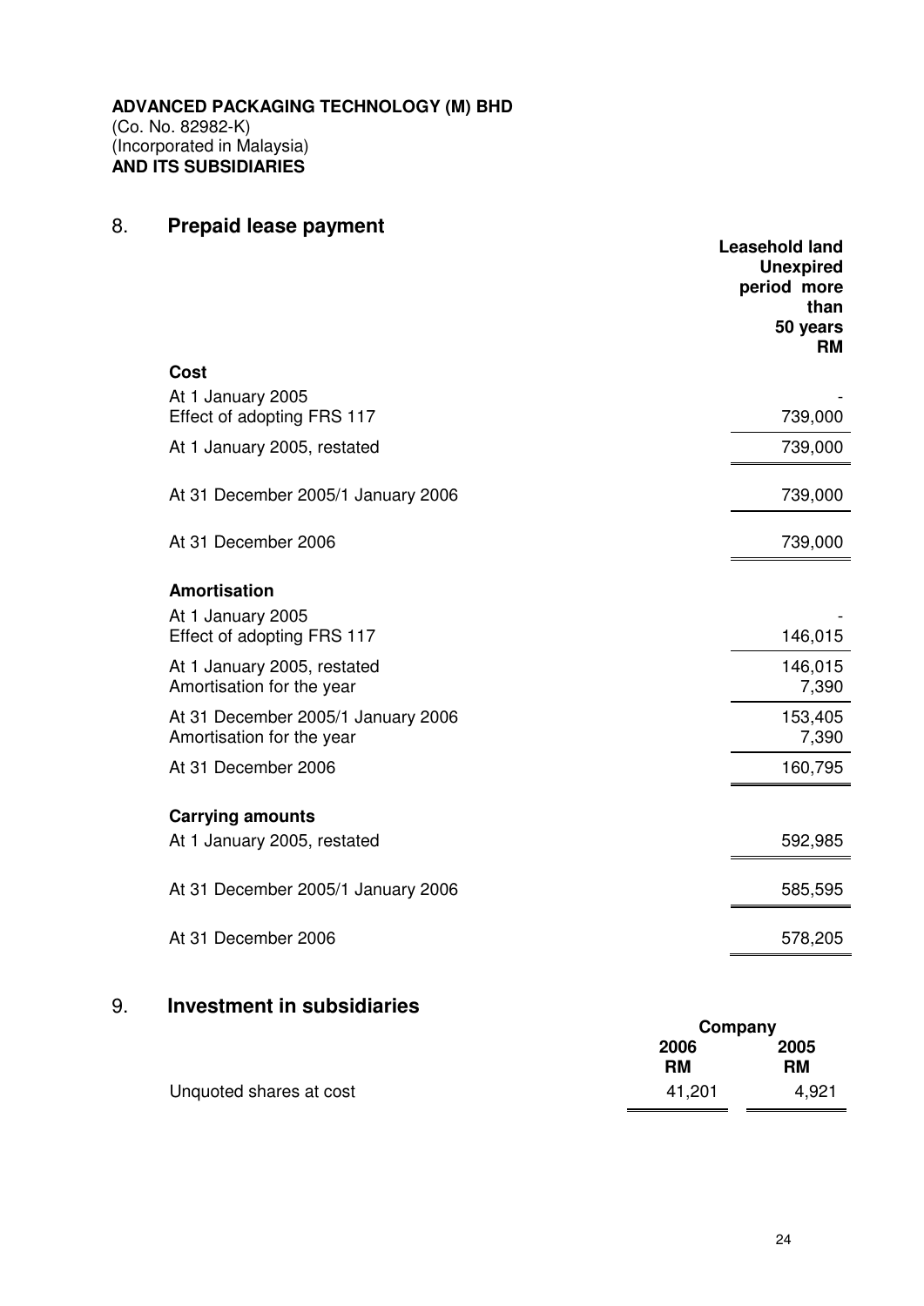**ADVANCED PACKAGING TECHNOLOGY (M) BHD**
(Co. No. 82982-K)
(Incorporated in Malaysia)
**AND ITS SUBSIDIARIES**

## 8. Prepaid lease payment

| | Leasehold land Unexpired period more than 50 years RM |
|---|---|
| **Cost** | |
| At 1 January 2005 | - |
| Effect of adopting FRS 117 | 739,000 |
| At 1 January 2005, restated | 739,000 |
| At 31 December 2005/1 January 2006 | 739,000 |
| At 31 December 2006 | 739,000 |
| **Amortisation** | |
| At 1 January 2005 | - |
| Effect of adopting FRS 117 | 146,015 |
| At 1 January 2005, restated | 146,015 |
| Amortisation for the year | 7,390 |
| At 31 December 2005/1 January 2006 | 153,405 |
| Amortisation for the year | 7,390 |
| At 31 December 2006 | 160,795 |
| **Carrying amounts** | |
| At 1 January 2005, restated | 592,985 |
| At 31 December 2005/1 January 2006 | 585,595 |
| At 31 December 2006 | 578,205 |

## 9. Investment in subsidiaries

| | Company | |
|---|---|---|
| | 2006 RM | 2005 RM |
| Unquoted shares at cost | 41,201 | 4,921 |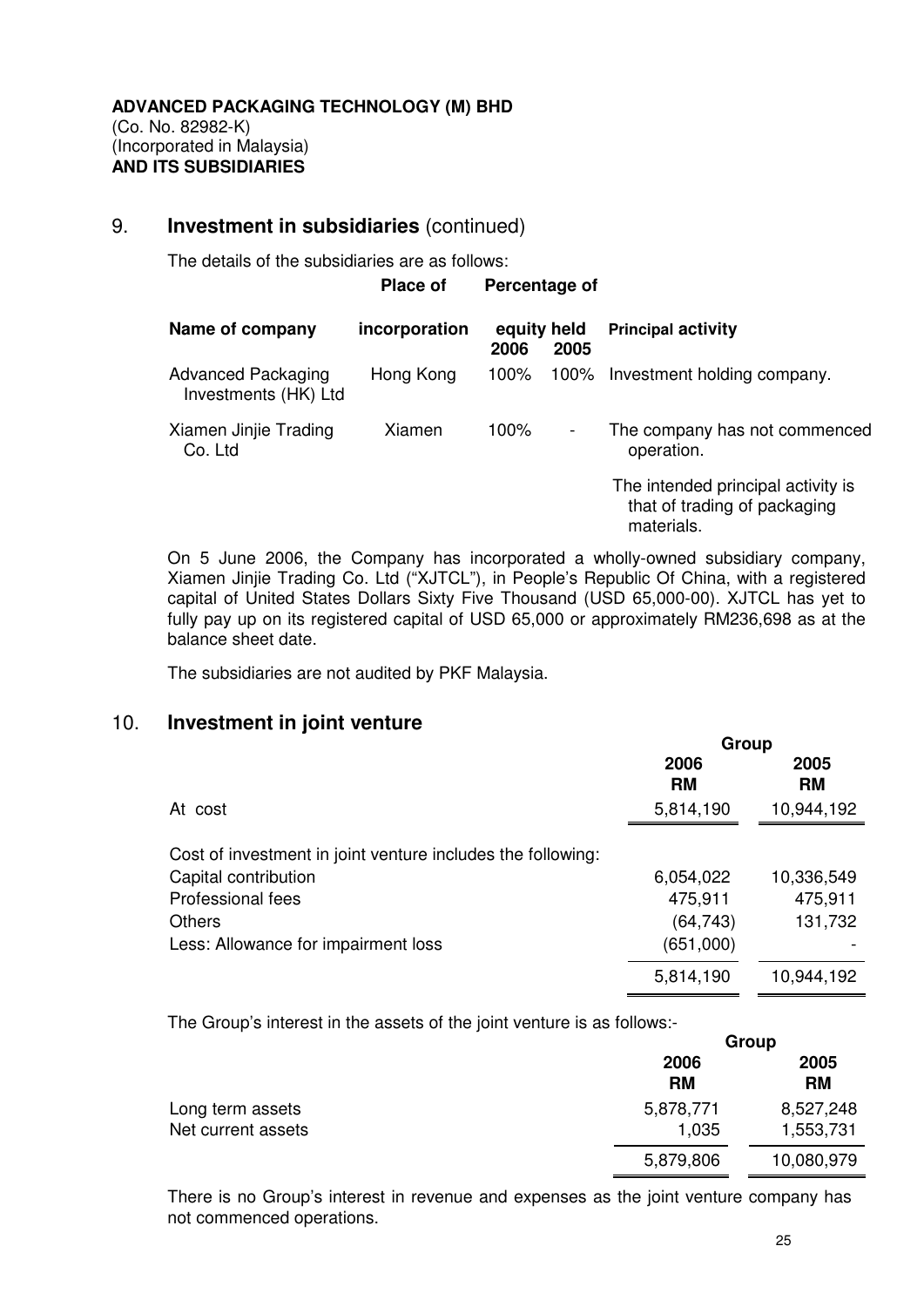**ADVANCED PACKAGING TECHNOLOGY (M) BHD**
(Co. No. 82982-K)
(Incorporated in Malaysia)
**AND ITS SUBSIDIARIES**

## 9. Investment in subsidiaries (continued)

The details of the subsidiaries are as follows:

| Name of company | Place of incorporation | Percentage of equity held 2006 | 2005 | Principal activity |
|---|---|---|---|---|
| Advanced Packaging Investments (HK) Ltd | Hong Kong | 100% | 100% | Investment holding company. |
| Xiamen Jinjie Trading Co. Ltd | Xiamen | 100% | - | The company has not commenced operation. The intended principal activity is that of trading of packaging materials. |

On 5 June 2006, the Company has incorporated a wholly-owned subsidiary company, Xiamen Jinjie Trading Co. Ltd ("XJTCL"), in People's Republic Of China, with a registered capital of United States Dollars Sixty Five Thousand (USD 65,000-00). XJTCL has yet to fully pay up on its registered capital of USD 65,000 or approximately RM236,698 as at the balance sheet date.

The subsidiaries are not audited by PKF Malaysia.

## 10. Investment in joint venture

| | Group 2006 RM | 2005 RM |
|---|---|---|
| At cost | 5,814,190 | 10,944,192 |
| Cost of investment in joint venture includes the following: | | |
| Capital contribution | 6,054,022 | 10,336,549 |
| Professional fees | 475,911 | 475,911 |
| Others | (64,743) | 131,732 |
| Less: Allowance for impairment loss | (651,000) | - |
| | 5,814,190 | 10,944,192 |

The Group's interest in the assets of the joint venture is as follows:-

| | Group 2006 RM | 2005 RM |
|---|---|---|
| Long term assets | 5,878,771 | 8,527,248 |
| Net current assets | 1,035 | 1,553,731 |
| | 5,879,806 | 10,080,979 |

There is no Group's interest in revenue and expenses as the joint venture company has not commenced operations.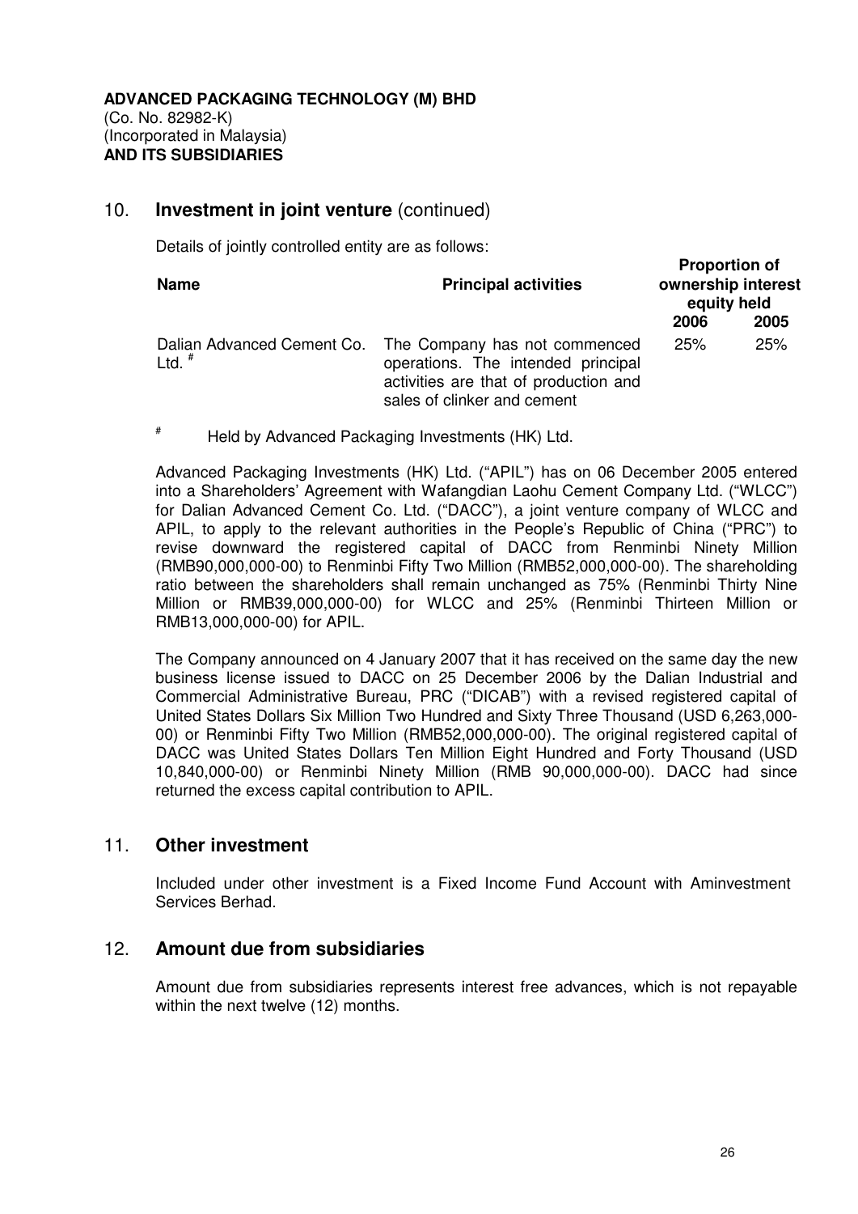**ADVANCED PACKAGING TECHNOLOGY (M) BHD**
(Co. No. 82982-K)
(Incorporated in Malaysia)
**AND ITS SUBSIDIARIES**

## 10. Investment in joint venture (continued)

Details of jointly controlled entity are as follows:

| Name | Principal activities | Proportion of ownership interest equity held | |
|---|---|---|---|
| | | 2006 | 2005 |
| Dalian Advanced Cement Co. Ltd. # | The Company has not commenced operations. The intended principal activities are that of production and sales of clinker and cement | 25% | 25% |

# Held by Advanced Packaging Investments (HK) Ltd.

Advanced Packaging Investments (HK) Ltd. ("APIL") has on 06 December 2005 entered into a Shareholders' Agreement with Wafangdian Laohu Cement Company Ltd. ("WLCC") for Dalian Advanced Cement Co. Ltd. ("DACC"), a joint venture company of WLCC and APIL, to apply to the relevant authorities in the People's Republic of China ("PRC") to revise downward the registered capital of DACC from Renminbi Ninety Million (RMB90,000,000-00) to Renminbi Fifty Two Million (RMB52,000,000-00). The shareholding ratio between the shareholders shall remain unchanged as 75% (Renminbi Thirty Nine Million or RMB39,000,000-00) for WLCC and 25% (Renminbi Thirteen Million or RMB13,000,000-00) for APIL.

The Company announced on 4 January 2007 that it has received on the same day the new business license issued to DACC on 25 December 2006 by the Dalian Industrial and Commercial Administrative Bureau, PRC ("DICAB") with a revised registered capital of United States Dollars Six Million Two Hundred and Sixty Three Thousand (USD 6,263,000-00) or Renminbi Fifty Two Million (RMB52,000,000-00). The original registered capital of DACC was United States Dollars Ten Million Eight Hundred and Forty Thousand (USD 10,840,000-00) or Renminbi Ninety Million (RMB 90,000,000-00). DACC had since returned the excess capital contribution to APIL.

## 11. Other investment

Included under other investment is a Fixed Income Fund Account with Aminvestment Services Berhad.

## 12. Amount due from subsidiaries

Amount due from subsidiaries represents interest free advances, which is not repayable within the next twelve (12) months.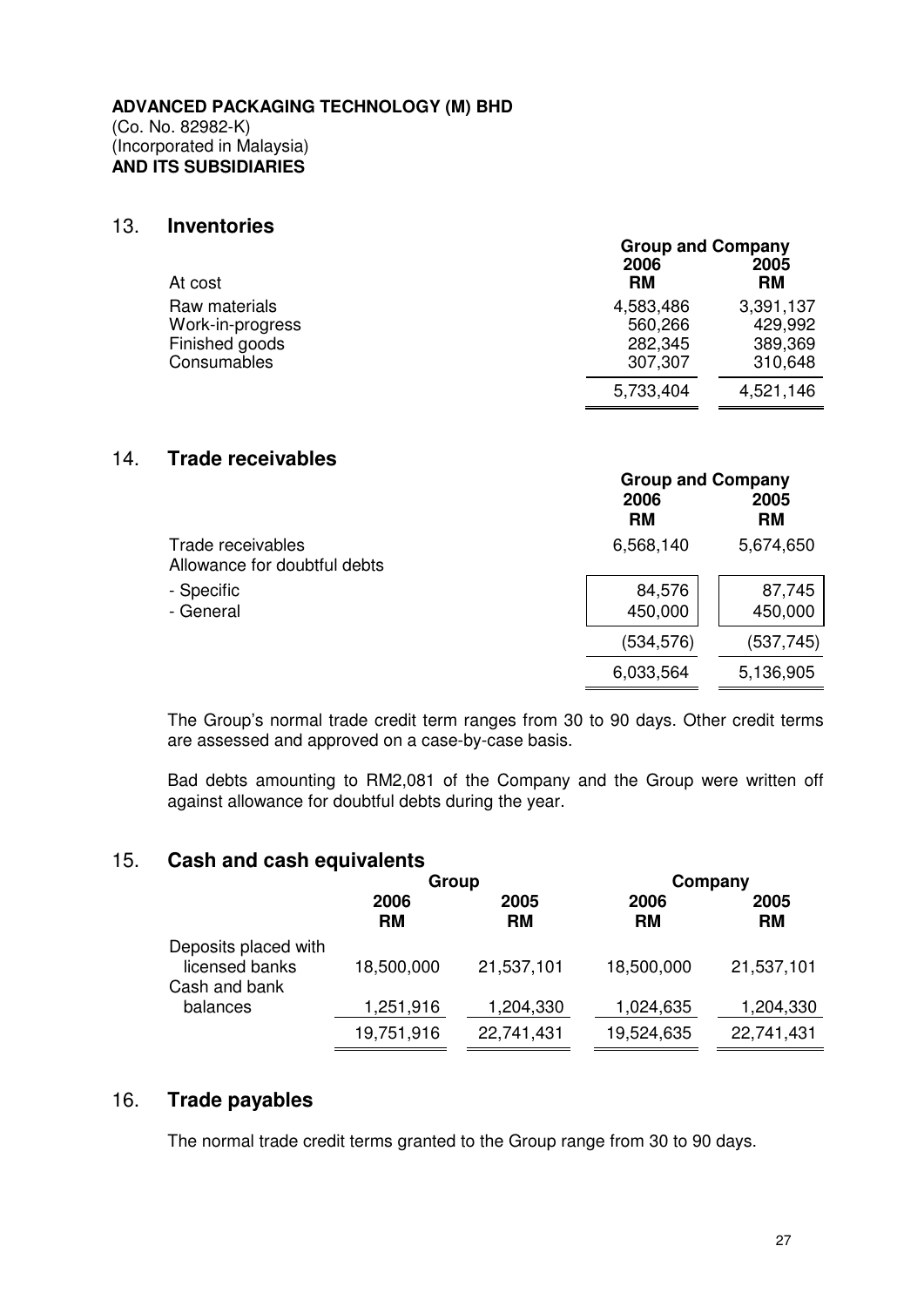**ADVANCED PACKAGING TECHNOLOGY (M) BHD**
(Co. No. 82982-K)
(Incorporated in Malaysia)
**AND ITS SUBSIDIARIES**

## 13. Inventories

| | Group and Company | |
|---|---|---|
| | **2006** | **2005** |
| At cost | **RM** | **RM** |
| Raw materials | 4,583,486 | 3,391,137 |
| Work-in-progress | 560,266 | 429,992 |
| Finished goods | 282,345 | 389,369 |
| Consumables | 307,307 | 310,648 |
| | 5,733,404 | 4,521,146 |

## 14. Trade receivables

| | Group and Company | |
|---|---|---|
| | **2006** | **2005** |
| | **RM** | **RM** |
| Trade receivables | 6,568,140 | 5,674,650 |
| Allowance for doubtful debts | | |
| - Specific | 84,576 | 87,745 |
| - General | 450,000 | 450,000 |
| | (534,576) | (537,745) |
| | 6,033,564 | 5,136,905 |

The Group's normal trade credit term ranges from 30 to 90 days. Other credit terms are assessed and approved on a case-by-case basis.

Bad debts amounting to RM2,081 of the Company and the Group were written off against allowance for doubtful debts during the year.

## 15. Cash and cash equivalents

| | Group | | Company | |
|---|---|---|---|---|
| | **2006** | **2005** | **2006** | **2005** |
| | **RM** | **RM** | **RM** | **RM** |
| Deposits placed with licensed banks | 18,500,000 | 21,537,101 | 18,500,000 | 21,537,101 |
| Cash and bank balances | 1,251,916 | 1,204,330 | 1,024,635 | 1,204,330 |
| | 19,751,916 | 22,741,431 | 19,524,635 | 22,741,431 |

## 16. Trade payables

The normal trade credit terms granted to the Group range from 30 to 90 days.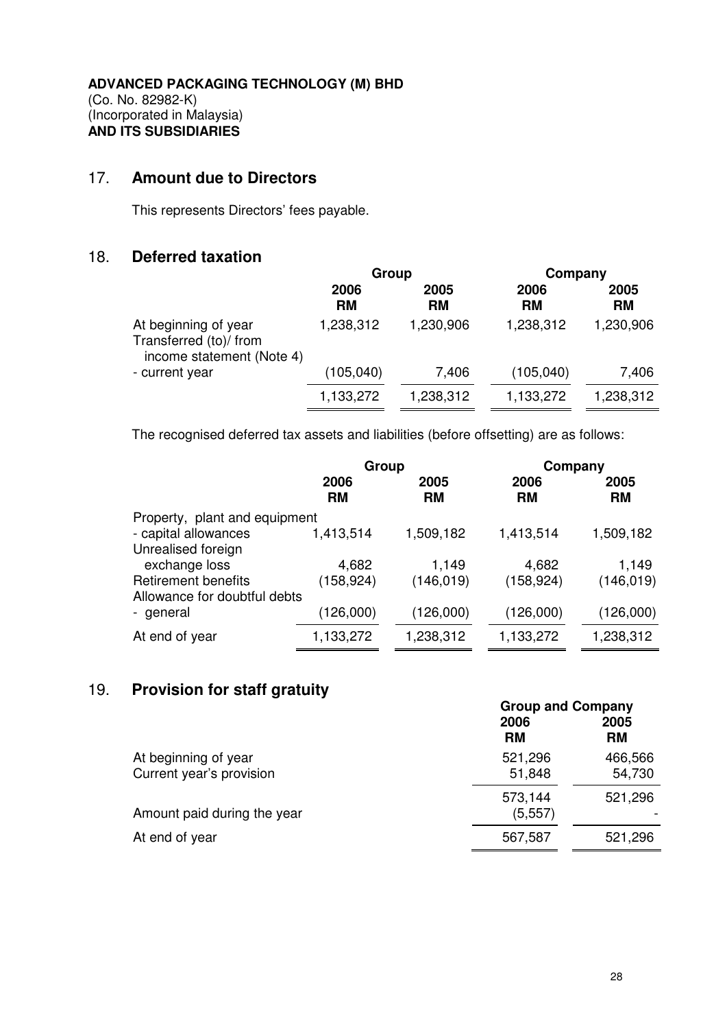**ADVANCED PACKAGING TECHNOLOGY (M) BHD**
(Co. No. 82982-K)
(Incorporated in Malaysia)
**AND ITS SUBSIDIARIES**

## 17. Amount due to Directors

This represents Directors' fees payable.

## 18. Deferred taxation

| | Group | | Company | |
|---|---|---|---|---|
| | 2006 RM | 2005 RM | 2006 RM | 2005 RM |
| At beginning of year | 1,238,312 | 1,230,906 | 1,238,312 | 1,230,906 |
| Transferred (to)/ from income statement (Note 4) | | | | |
| - current year | (105,040) | 7,406 | (105,040) | 7,406 |
| | 1,133,272 | 1,238,312 | 1,133,272 | 1,238,312 |

The recognised deferred tax assets and liabilities (before offsetting) are as follows:

| | Group | | Company | |
|---|---|---|---|---|
| | 2006 RM | 2005 RM | 2006 RM | 2005 RM |
| Property, plant and equipment | | | | |
| - capital allowances | 1,413,514 | 1,509,182 | 1,413,514 | 1,509,182 |
| Unrealised foreign exchange loss | 4,682 | 1,149 | 4,682 | 1,149 |
| Retirement benefits | (158,924) | (146,019) | (158,924) | (146,019) |
| Allowance for doubtful debts | | | | |
| - general | (126,000) | (126,000) | (126,000) | (126,000) |
| At end of year | 1,133,272 | 1,238,312 | 1,133,272 | 1,238,312 |

## 19. Provision for staff gratuity

| | Group and Company | |
|---|---|---|
| | 2006 RM | 2005 RM |
| At beginning of year | 521,296 | 466,566 |
| Current year's provision | 51,848 | 54,730 |
| | 573,144 | 521,296 |
| Amount paid during the year | (5,557) | - |
| At end of year | 567,587 | 521,296 |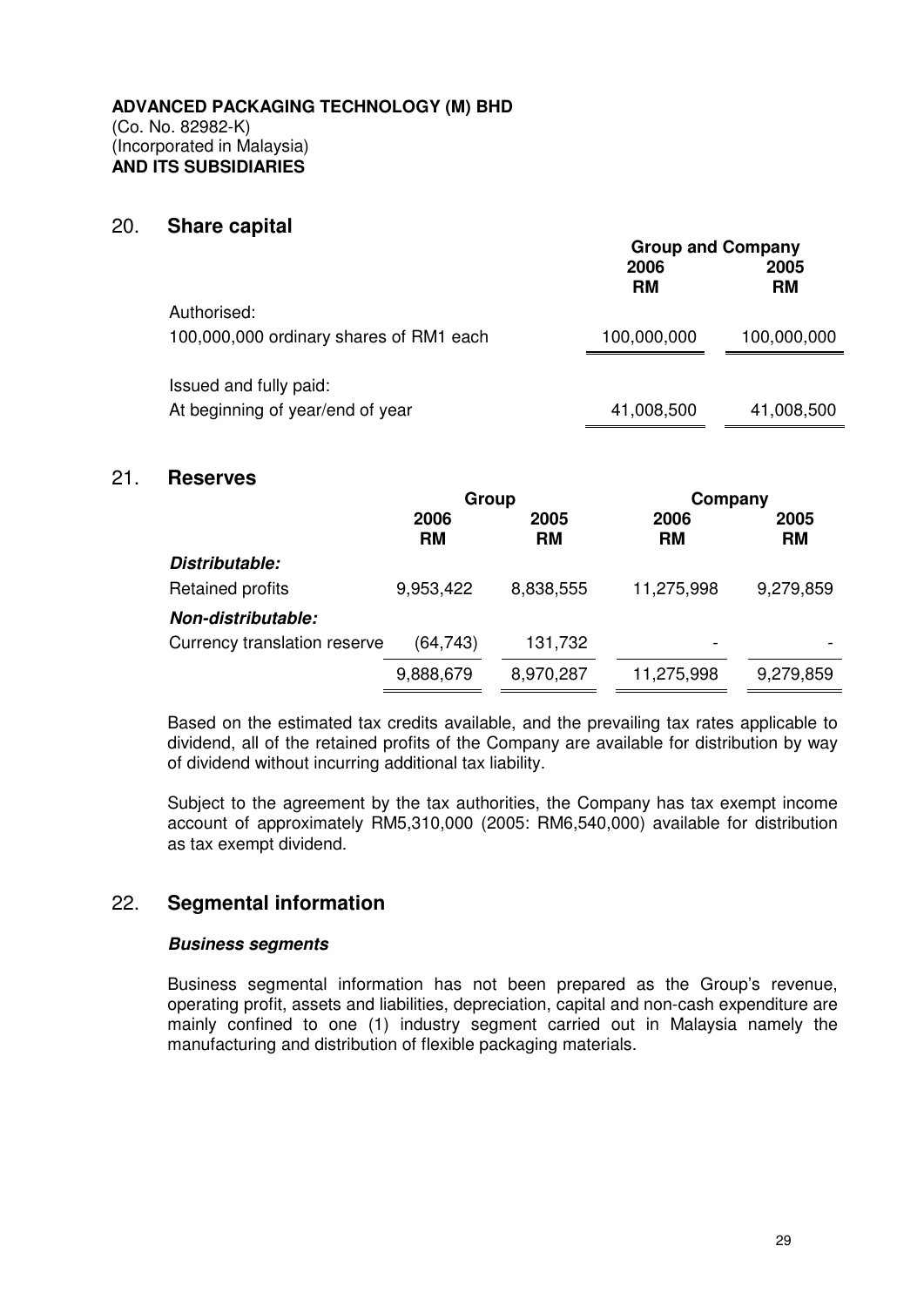**ADVANCED PACKAGING TECHNOLOGY (M) BHD**
(Co. No. 82982-K)
(Incorporated in Malaysia)
**AND ITS SUBSIDIARIES**

## 20. Share capital

| | Group and Company | |
|---|---|---|
| | 2006 RM | 2005 RM |
| Authorised: | | |
| 100,000,000 ordinary shares of RM1 each | 100,000,000 | 100,000,000 |
| Issued and fully paid: | | |
| At beginning of year/end of year | 41,008,500 | 41,008,500 |

## 21. Reserves

| | Group | | Company | |
|---|---|---|---|---|
| | 2006 RM | 2005 RM | 2006 RM | 2005 RM |
| ***Distributable:*** | | | | |
| Retained profits | 9,953,422 | 8,838,555 | 11,275,998 | 9,279,859 |
| ***Non-distributable:*** | | | | |
| Currency translation reserve | (64,743) | 131,732 | - | - |
| | 9,888,679 | 8,970,287 | 11,275,998 | 9,279,859 |

Based on the estimated tax credits available, and the prevailing tax rates applicable to dividend, all of the retained profits of the Company are available for distribution by way of dividend without incurring additional tax liability.

Subject to the agreement by the tax authorities, the Company has tax exempt income account of approximately RM5,310,000 (2005: RM6,540,000) available for distribution as tax exempt dividend.

## 22. Segmental information

***Business segments***

Business segmental information has not been prepared as the Group's revenue, operating profit, assets and liabilities, depreciation, capital and non-cash expenditure are mainly confined to one (1) industry segment carried out in Malaysia namely the manufacturing and distribution of flexible packaging materials.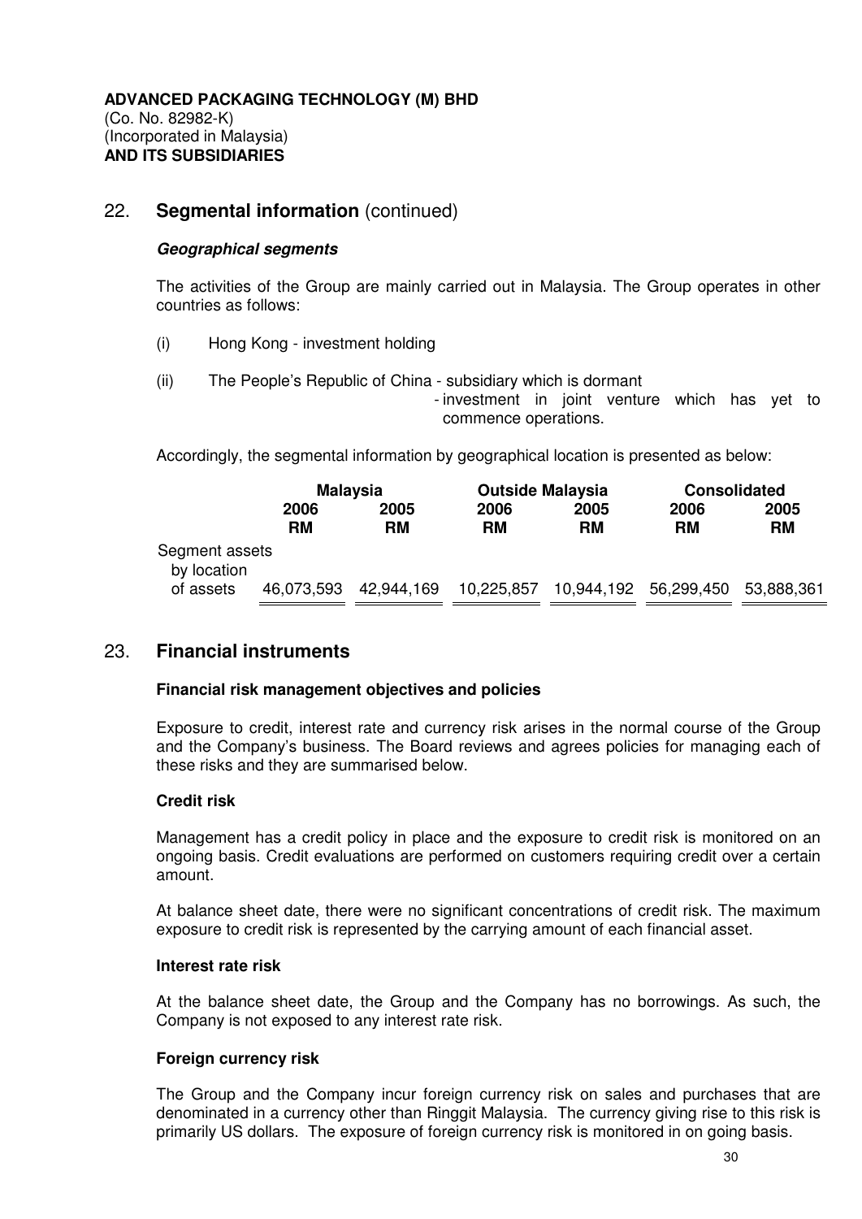**ADVANCED PACKAGING TECHNOLOGY (M) BHD**
(Co. No. 82982-K)
(Incorporated in Malaysia)
**AND ITS SUBSIDIARIES**

## 22. Segmental information (continued)

### *Geographical segments*

The activities of the Group are mainly carried out in Malaysia. The Group operates in other countries as follows:

(i) Hong Kong - investment holding

(ii) The People's Republic of China - subsidiary which is dormant
- investment in joint venture which has yet to commence operations.

Accordingly, the segmental information by geographical location is presented as below:

| | Malaysia | | Outside Malaysia | | Consolidated | |
|---|---|---|---|---|---|---|
| | 2006 RM | 2005 RM | 2006 RM | 2005 RM | 2006 RM | 2005 RM |
| Segment assets by location of assets | 46,073,593 | 42,944,169 | 10,225,857 | 10,944,192 | 56,299,450 | 53,888,361 |

## 23. Financial instruments

### Financial risk management objectives and policies

Exposure to credit, interest rate and currency risk arises in the normal course of the Group and the Company's business. The Board reviews and agrees policies for managing each of these risks and they are summarised below.

### Credit risk

Management has a credit policy in place and the exposure to credit risk is monitored on an ongoing basis. Credit evaluations are performed on customers requiring credit over a certain amount.

At balance sheet date, there were no significant concentrations of credit risk. The maximum exposure to credit risk is represented by the carrying amount of each financial asset.

### Interest rate risk

At the balance sheet date, the Group and the Company has no borrowings. As such, the Company is not exposed to any interest rate risk.

### Foreign currency risk

The Group and the Company incur foreign currency risk on sales and purchases that are denominated in a currency other than Ringgit Malaysia. The currency giving rise to this risk is primarily US dollars. The exposure of foreign currency risk is monitored in on going basis.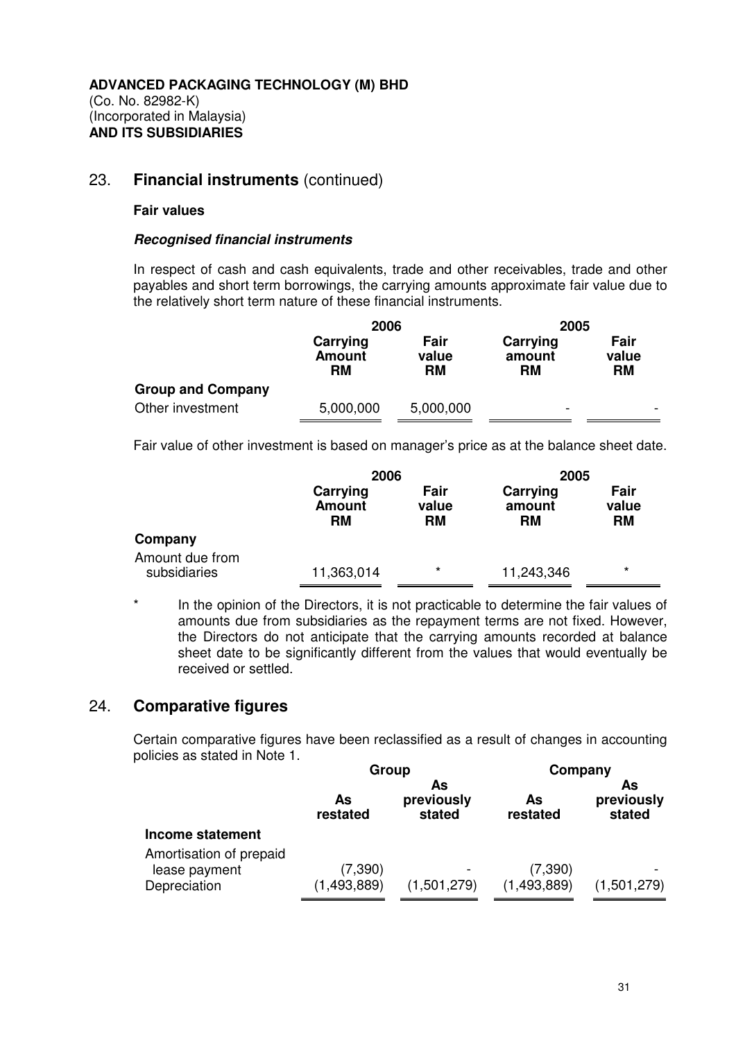**ADVANCED PACKAGING TECHNOLOGY (M) BHD**
(Co. No. 82982-K)
(Incorporated in Malaysia)
**AND ITS SUBSIDIARIES**

## 23. **Financial instruments** (continued)

**Fair values**

***Recognised financial instruments***

In respect of cash and cash equivalents, trade and other receivables, trade and other payables and short term borrowings, the carrying amounts approximate fair value due to the relatively short term nature of these financial instruments.

| | 2006 | | 2005 | |
|---|---|---|---|---|
| | Carrying Amount RM | Fair value RM | Carrying amount RM | Fair value RM |
| **Group and Company** | | | | |
| Other investment | 5,000,000 | 5,000,000 | - | - |

Fair value of other investment is based on manager's price as at the balance sheet date.

| | 2006 | | 2005 | |
|---|---|---|---|---|
| | Carrying Amount RM | Fair value RM | Carrying amount RM | Fair value RM |
| **Company** | | | | |
| Amount due from subsidiaries | 11,363,014 | * | 11,243,346 | * |

\* In the opinion of the Directors, it is not practicable to determine the fair values of amounts due from subsidiaries as the repayment terms are not fixed. However, the Directors do not anticipate that the carrying amounts recorded at balance sheet date to be significantly different from the values that would eventually be received or settled.

## 24. **Comparative figures**

Certain comparative figures have been reclassified as a result of changes in accounting policies as stated in Note 1.

| | Group | | Company | |
|---|---|---|---|---|
| | As restated | As previously stated | As restated | As previously stated |
| **Income statement** | | | | |
| Amortisation of prepaid lease payment | (7,390) | - | (7,390) | - |
| Depreciation | (1,493,889) | (1,501,279) | (1,493,889) | (1,501,279) |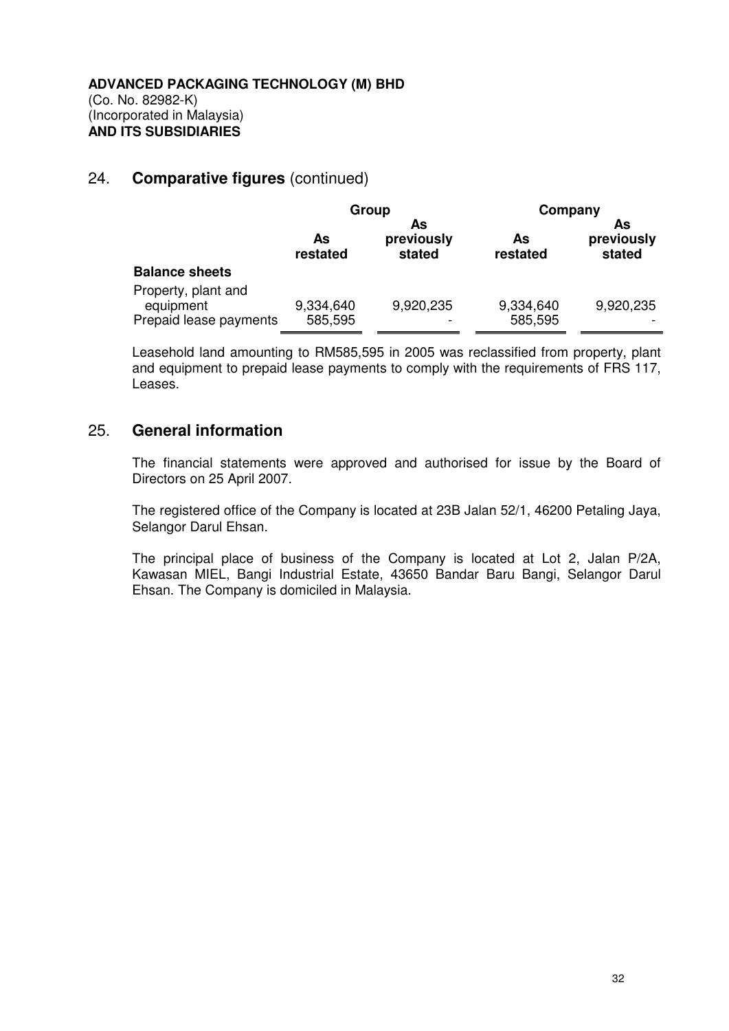**ADVANCED PACKAGING TECHNOLOGY (M) BHD**
(Co. No. 82982-K)
(Incorporated in Malaysia)
**AND ITS SUBSIDIARIES**

## 24. **Comparative figures** (continued)

| | Group | | Company | |
|---|---|---|---|---|
| | As restated | As previously stated | As restated | As previously stated |
| **Balance sheets** | | | | |
| Property, plant and equipment | 9,334,640 | 9,920,235 | 9,334,640 | 9,920,235 |
| Prepaid lease payments | 585,595 | - | 585,595 | - |

Leasehold land amounting to RM585,595 in 2005 was reclassified from property, plant and equipment to prepaid lease payments to comply with the requirements of FRS 117, Leases.

## 25. **General information**

The financial statements were approved and authorised for issue by the Board of Directors on 25 April 2007.

The registered office of the Company is located at 23B Jalan 52/1, 46200 Petaling Jaya, Selangor Darul Ehsan.

The principal place of business of the Company is located at Lot 2, Jalan P/2A, Kawasan MIEL, Bangi Industrial Estate, 43650 Bandar Baru Bangi, Selangor Darul Ehsan. The Company is domiciled in Malaysia.